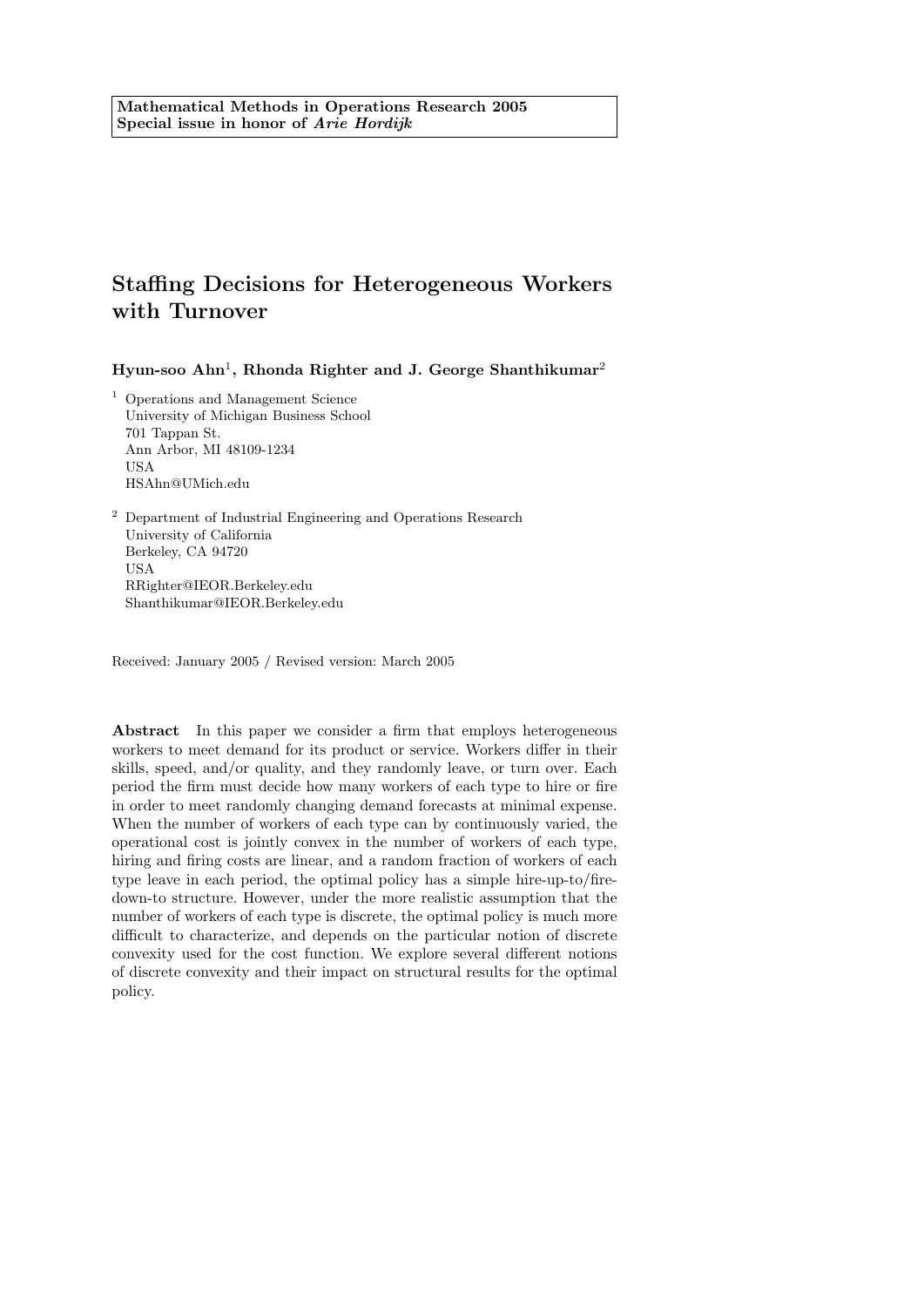**Mathematical Methods in Operations Research 2005**
**Special issue in honor of *Arie Hordijk***

# Staffing Decisions for Heterogeneous Workers with Turnover

**Hyun-soo Ahn[1], Rhonda Righter and J. George Shanthikumar[2]**

[1] Operations and Management Science
University of Michigan Business School
701 Tappan St.
Ann Arbor, MI 48109-1234
USA
HSAhn@UMich.edu

[2] Department of Industrial Engineering and Operations Research
University of California
Berkeley, CA 94720
USA
RRighter@IEOR.Berkeley.edu
Shanthikumar@IEOR.Berkeley.edu

Received: January 2005 / Revised version: March 2005

**Abstract** In this paper we consider a firm that employs heterogeneous workers to meet demand for its product or service. Workers differ in their skills, speed, and/or quality, and they randomly leave, or turn over. Each period the firm must decide how many workers of each type to hire or fire in order to meet randomly changing demand forecasts at minimal expense. When the number of workers of each type can by continuously varied, the operational cost is jointly convex in the number of workers of each type, hiring and firing costs are linear, and a random fraction of workers of each type leave in each period, the optimal policy has a simple hire-up-to/fire-down-to structure. However, under the more realistic assumption that the number of workers of each type is discrete, the optimal policy is much more difficult to characterize, and depends on the particular notion of discrete convexity used for the cost function. We explore several different notions of discrete convexity and their impact on structural results for the optimal policy.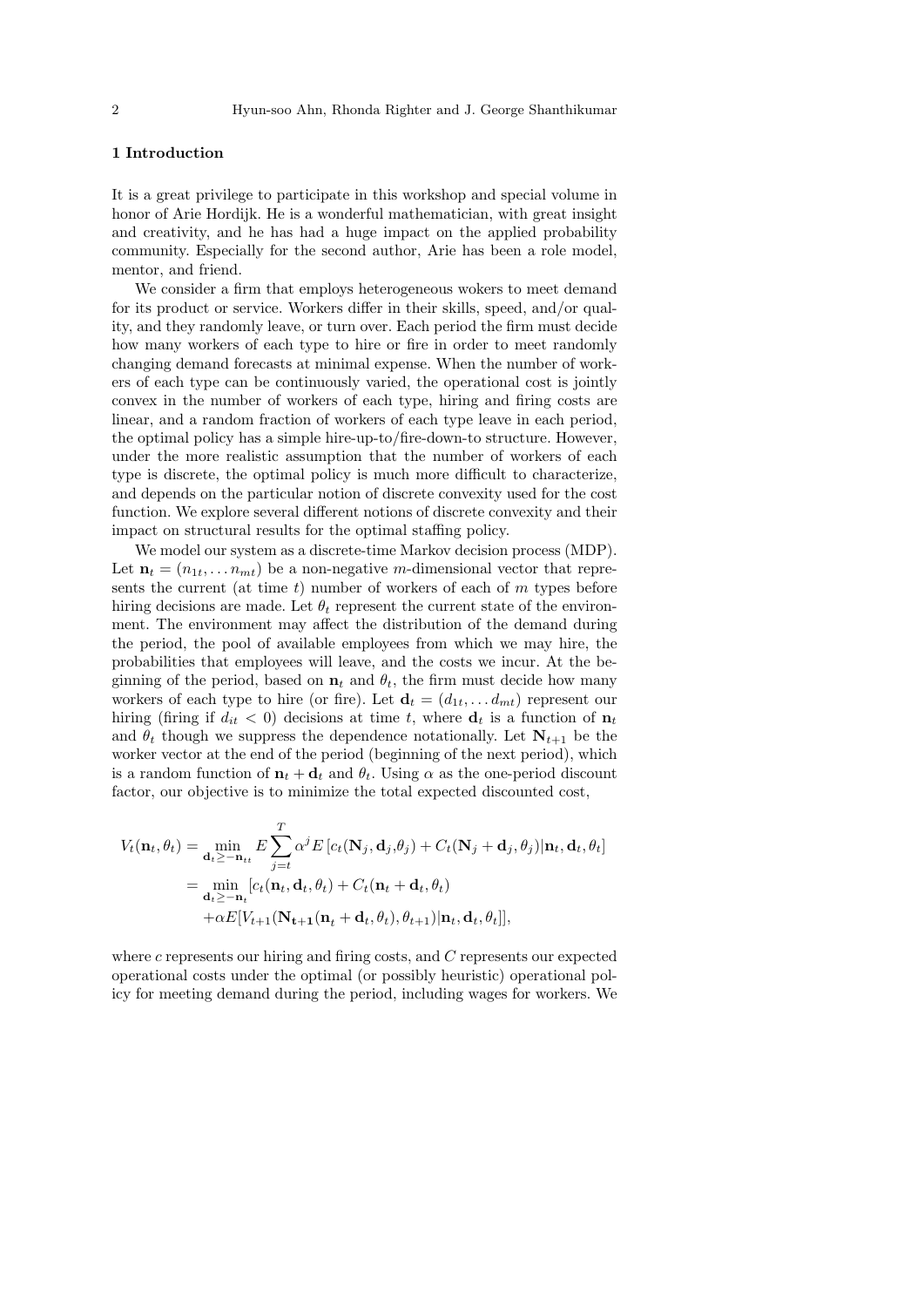## 1 Introduction

It is a great privilege to participate in this workshop and special volume in honor of Arie Hordijk. He is a wonderful mathematician, with great insight and creativity, and he has had a huge impact on the applied probability community. Especially for the second author, Arie has been a role model, mentor, and friend.

We consider a firm that employs heterogeneous wokers to meet demand for its product or service. Workers differ in their skills, speed, and/or quality, and they randomly leave, or turn over. Each period the firm must decide how many workers of each type to hire or fire in order to meet randomly changing demand forecasts at minimal expense. When the number of workers of each type can be continuously varied, the operational cost is jointly convex in the number of workers of each type, hiring and firing costs are linear, and a random fraction of workers of each type leave in each period, the optimal policy has a simple hire-up-to/fire-down-to structure. However, under the more realistic assumption that the number of workers of each type is discrete, the optimal policy is much more difficult to characterize, and depends on the particular notion of discrete convexity used for the cost function. We explore several different notions of discrete convexity and their impact on structural results for the optimal staffing policy.

We model our system as a discrete-time Markov decision process (MDP). Let $\mathbf{n}_t = (n_{1t}, \ldots n_{mt})$ be a non-negative $m$-dimensional vector that represents the current (at time $t$) number of workers of each of $m$ types before hiring decisions are made. Let $\theta_t$ represent the current state of the environment. The environment may affect the distribution of the demand during the period, the pool of available employees from which we may hire, the probabilities that employees will leave, and the costs we incur. At the beginning of the period, based on $\mathbf{n}_t$ and $\theta_t$, the firm must decide how many workers of each type to hire (or fire). Let $\mathbf{d}_t = (d_{1t}, \ldots d_{mt})$ represent our hiring (firing if $d_{it} < 0$) decisions at time $t$, where $\mathbf{d}_t$ is a function of $\mathbf{n}_t$ and $\theta_t$ though we suppress the dependence notationally. Let $\mathbf{N}_{t+1}$ be the worker vector at the end of the period (beginning of the next period), which is a random function of $\mathbf{n}_t + \mathbf{d}_t$ and $\theta_t$. Using $\alpha$ as the one-period discount factor, our objective is to minimize the total expected discounted cost,

$$
\begin{aligned}
V_t(\mathbf{n}_t, \theta_t) &= \min_{\mathbf{d}_t \geq -\mathbf{n}_{tt}} E \sum_{j=t}^{T} \alpha^j E\left[c_t(\mathbf{N}_j, \mathbf{d}_j, \theta_j) + C_t(\mathbf{N}_j + \mathbf{d}_j, \theta_j) | \mathbf{n}_t, \mathbf{d}_t, \theta_t\right] \\
&= \min_{\mathbf{d}_t \geq -\mathbf{n}_t} [c_t(\mathbf{n}_t, \mathbf{d}_t, \theta_t) + C_t(\mathbf{n}_t + \mathbf{d}_t, \theta_t) \\
&\quad + \alpha E[V_{t+1}(\mathbf{N_{t+1}}(\mathbf{n}_t + \mathbf{d}_t, \theta_t), \theta_{t+1}) | \mathbf{n}_t, \mathbf{d}_t, \theta_t]],
\end{aligned}
$$

where $c$ represents our hiring and firing costs, and $C$ represents our expected operational costs under the optimal (or possibly heuristic) operational policy for meeting demand during the period, including wages for workers. We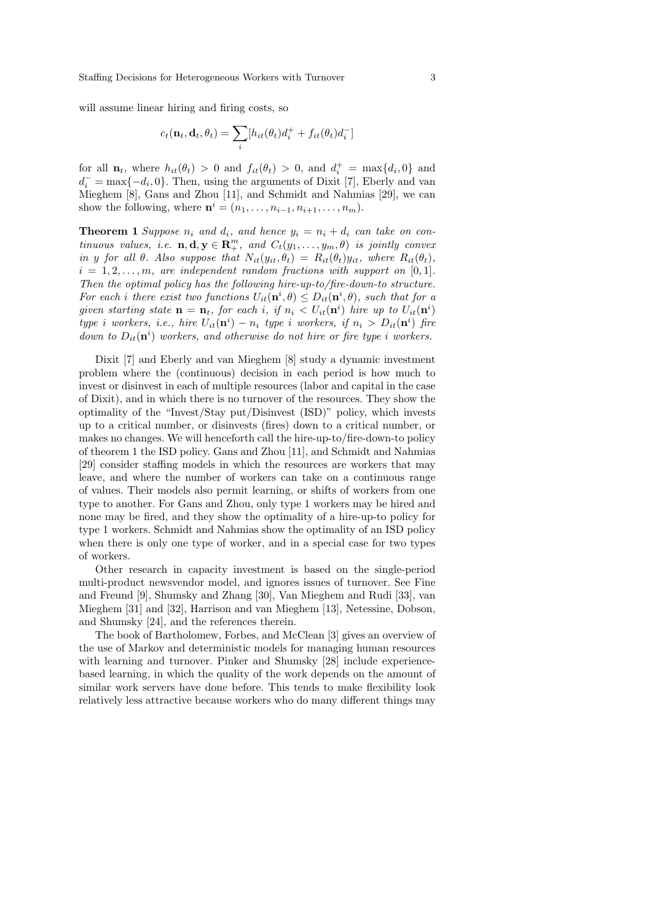will assume linear hiring and firing costs, so

$$c_t(\mathbf{n}_t, \mathbf{d}_t, \theta_t) = \sum_i [h_{it}(\theta_t) d_i^+ + f_{it}(\theta_t) d_i^-]$$

for all $\mathbf{n}_t$, where $h_{it}(\theta_t) > 0$ and $f_{it}(\theta_t) > 0$, and $d_i^+ = \max\{d_i, 0\}$ and $d_i^- = \max\{-d_i, 0\}$. Then, using the arguments of Dixit [7], Eberly and van Mieghem [8], Gans and Zhou [11], and Schmidt and Nahmias [29], we can show the following, where $\mathbf{n}^i = (n_1, \ldots, n_{i-1}, n_{i+1}, \ldots, n_m)$.

**Theorem 1** *Suppose $n_i$ and $d_i$, and hence $y_i = n_i + d_i$ can take on continuous values, i.e. $\mathbf{n}, \mathbf{d}, \mathbf{y} \in \mathbf{R}_+^m$, and $C_t(y_1, \ldots, y_m, \theta)$ is jointly convex in $y$ for all $\theta$. Also suppose that $N_{it}(y_{it}, \theta_t) = R_{it}(\theta_t) y_{it}$, where $R_{it}(\theta_t)$, $i = 1, 2, \ldots, m$, are independent random fractions with support on $[0, 1]$. Then the optimal policy has the following hire-up-to/fire-down-to structure. For each $i$ there exist two functions $U_{it}(\mathbf{n}^i, \theta) \leq D_{it}(\mathbf{n}^i, \theta)$, such that for a given starting state $\mathbf{n} = \mathbf{n}_t$, for each $i$, if $n_i < U_{it}(\mathbf{n}^i)$ hire up to $U_{it}(\mathbf{n}^i)$ type $i$ workers, i.e., hire $U_{it}(\mathbf{n}^i) - n_i$ type $i$ workers, if $n_i > D_{it}(\mathbf{n}^i)$ fire down to $D_{it}(\mathbf{n}^i)$ workers, and otherwise do not hire or fire type $i$ workers.*

Dixit [7] and Eberly and van Mieghem [8] study a dynamic investment problem where the (continuous) decision in each period is how much to invest or disinvest in each of multiple resources (labor and capital in the case of Dixit), and in which there is no turnover of the resources. They show the optimality of the "Invest/Stay put/Disinvest (ISD)" policy, which invests up to a critical number, or disinvests (fires) down to a critical number, or makes no changes. We will henceforth call the hire-up-to/fire-down-to policy of theorem 1 the ISD policy. Gans and Zhou [11], and Schmidt and Nahmias [29] consider staffing models in which the resources are workers that may leave, and where the number of workers can take on a continuous range of values. Their models also permit learning, or shifts of workers from one type to another. For Gans and Zhou, only type 1 workers may be hired and none may be fired, and they show the optimality of a hire-up-to policy for type 1 workers. Schmidt and Nahmias show the optimality of an ISD policy when there is only one type of worker, and in a special case for two types of workers.

Other research in capacity investment is based on the single-period multi-product newsvendor model, and ignores issues of turnover. See Fine and Freund [9], Shumsky and Zhang [30], Van Mieghem and Rudi [33], van Mieghem [31] and [32], Harrison and van Mieghem [13], Netessine, Dobson, and Shumsky [24], and the references therein.

The book of Bartholomew, Forbes, and McClean [3] gives an overview of the use of Markov and deterministic models for managing human resources with learning and turnover. Pinker and Shumsky [28] include experience-based learning, in which the quality of the work depends on the amount of similar work servers have done before. This tends to make flexibility look relatively less attractive because workers who do many different things may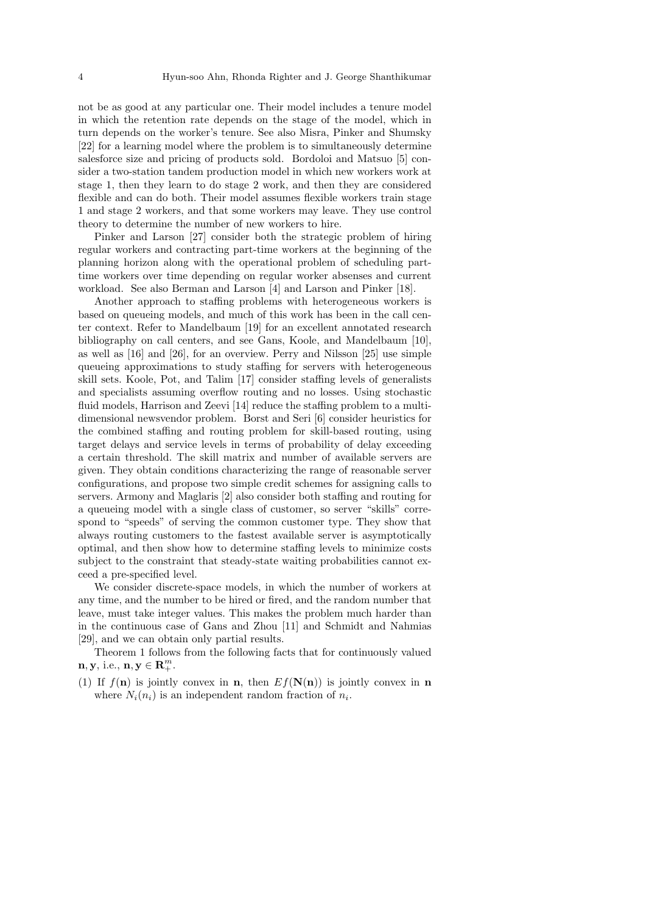not be as good at any particular one. Their model includes a tenure model in which the retention rate depends on the stage of the model, which in turn depends on the worker's tenure. See also Misra, Pinker and Shumsky [22] for a learning model where the problem is to simultaneously determine salesforce size and pricing of products sold. Bordoloi and Matsuo [5] consider a two-station tandem production model in which new workers work at stage 1, then they learn to do stage 2 work, and then they are considered flexible and can do both. Their model assumes flexible workers train stage 1 and stage 2 workers, and that some workers may leave. They use control theory to determine the number of new workers to hire.

Pinker and Larson [27] consider both the strategic problem of hiring regular workers and contracting part-time workers at the beginning of the planning horizon along with the operational problem of scheduling part-time workers over time depending on regular worker absenses and current workload. See also Berman and Larson [4] and Larson and Pinker [18].

Another approach to staffing problems with heterogeneous workers is based on queueing models, and much of this work has been in the call center context. Refer to Mandelbaum [19] for an excellent annotated research bibliography on call centers, and see Gans, Koole, and Mandelbaum [10], as well as [16] and [26], for an overview. Perry and Nilsson [25] use simple queueing approximations to study staffing for servers with heterogeneous skill sets. Koole, Pot, and Talim [17] consider staffing levels of generalists and specialists assuming overflow routing and no losses. Using stochastic fluid models, Harrison and Zeevi [14] reduce the staffing problem to a multi-dimensional newsvendor problem. Borst and Seri [6] consider heuristics for the combined staffing and routing problem for skill-based routing, using target delays and service levels in terms of probability of delay exceeding a certain threshold. The skill matrix and number of available servers are given. They obtain conditions characterizing the range of reasonable server configurations, and propose two simple credit schemes for assigning calls to servers. Armony and Maglaris [2] also consider both staffing and routing for a queueing model with a single class of customer, so server "skills" correspond to "speeds" of serving the common customer type. They show that always routing customers to the fastest available server is asymptotically optimal, and then show how to determine staffing levels to minimize costs subject to the constraint that steady-state waiting probabilities cannot exceed a pre-specified level.

We consider discrete-space models, in which the number of workers at any time, and the number to be hired or fired, and the random number that leave, must take integer values. This makes the problem much harder than in the continuous case of Gans and Zhou [11] and Schmidt and Nahmias [29], and we can obtain only partial results.

Theorem 1 follows from the following facts that for continuously valued $\mathbf{n}, \mathbf{y}$, i.e., $\mathbf{n}, \mathbf{y} \in \mathbf{R}_{+}^{m}$.

(1) If $f(\mathbf{n})$ is jointly convex in $\mathbf{n}$, then $Ef(\mathbf{N}(\mathbf{n}))$ is jointly convex in $\mathbf{n}$ where $N_i(n_i)$ is an independent random fraction of $n_i$.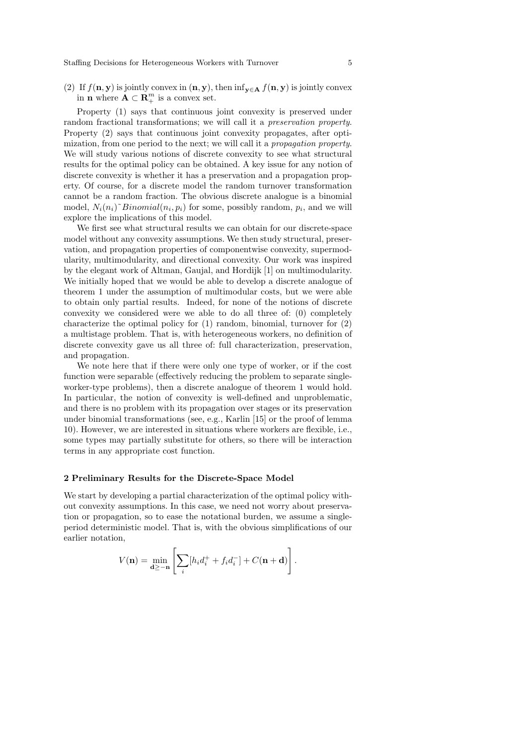(2) If $f(\mathbf{n}, \mathbf{y})$ is jointly convex in $(\mathbf{n}, \mathbf{y})$, then $\inf_{\mathbf{y} \in \mathbf{A}} f(\mathbf{n}, \mathbf{y})$ is jointly convex in $\mathbf{n}$ where $\mathbf{A} \subset \mathbf{R}_+^m$ is a convex set.

Property (1) says that continuous joint convexity is preserved under random fractional transformations; we will call it a *preservation property*. Property (2) says that continuous joint convexity propagates, after optimization, from one period to the next; we will call it a *propagation property*. We will study various notions of discrete convexity to see what structural results for the optimal policy can be obtained. A key issue for any notion of discrete convexity is whether it has a preservation and a propagation property. Of course, for a discrete model the random turnover transformation cannot be a random fraction. The obvious discrete analogue is a binomial model, $N_i(n_i) \tilde{} Binomial(n_i, p_i)$ for some, possibly random, $p_i$, and we will explore the implications of this model.

We first see what structural results we can obtain for our discrete-space model without any convexity assumptions. We then study structural, preservation, and propagation properties of componentwise convexity, supermodularity, multimodularity, and directional convexity. Our work was inspired by the elegant work of Altman, Gaujal, and Hordijk [1] on multimodularity. We initially hoped that we would be able to develop a discrete analogue of theorem 1 under the assumption of multimodular costs, but we were able to obtain only partial results. Indeed, for none of the notions of discrete convexity we considered were we able to do all three of: (0) completely characterize the optimal policy for (1) random, binomial, turnover for (2) a multistage problem. That is, with heterogeneous workers, no definition of discrete convexity gave us all three of: full characterization, preservation, and propagation.

We note here that if there were only one type of worker, or if the cost function were separable (effectively reducing the problem to separate single-worker-type problems), then a discrete analogue of theorem 1 would hold. In particular, the notion of convexity is well-defined and unproblematic, and there is no problem with its propagation over stages or its preservation under binomial transformations (see, e.g., Karlin [15] or the proof of lemma 10). However, we are interested in situations where workers are flexible, i.e., some types may partially substitute for others, so there will be interaction terms in any appropriate cost function.

## 2 Preliminary Results for the Discrete-Space Model

We start by developing a partial characterization of the optimal policy without convexity assumptions. In this case, we need not worry about preservation or propagation, so to ease the notational burden, we assume a single-period deterministic model. That is, with the obvious simplifications of our earlier notation,

$$V(\mathbf{n}) = \min_{\mathbf{d} \geq -\mathbf{n}} \left[ \sum_i [h_i d_i^+ + f_i d_i^-] + C(\mathbf{n} + \mathbf{d}) \right].$$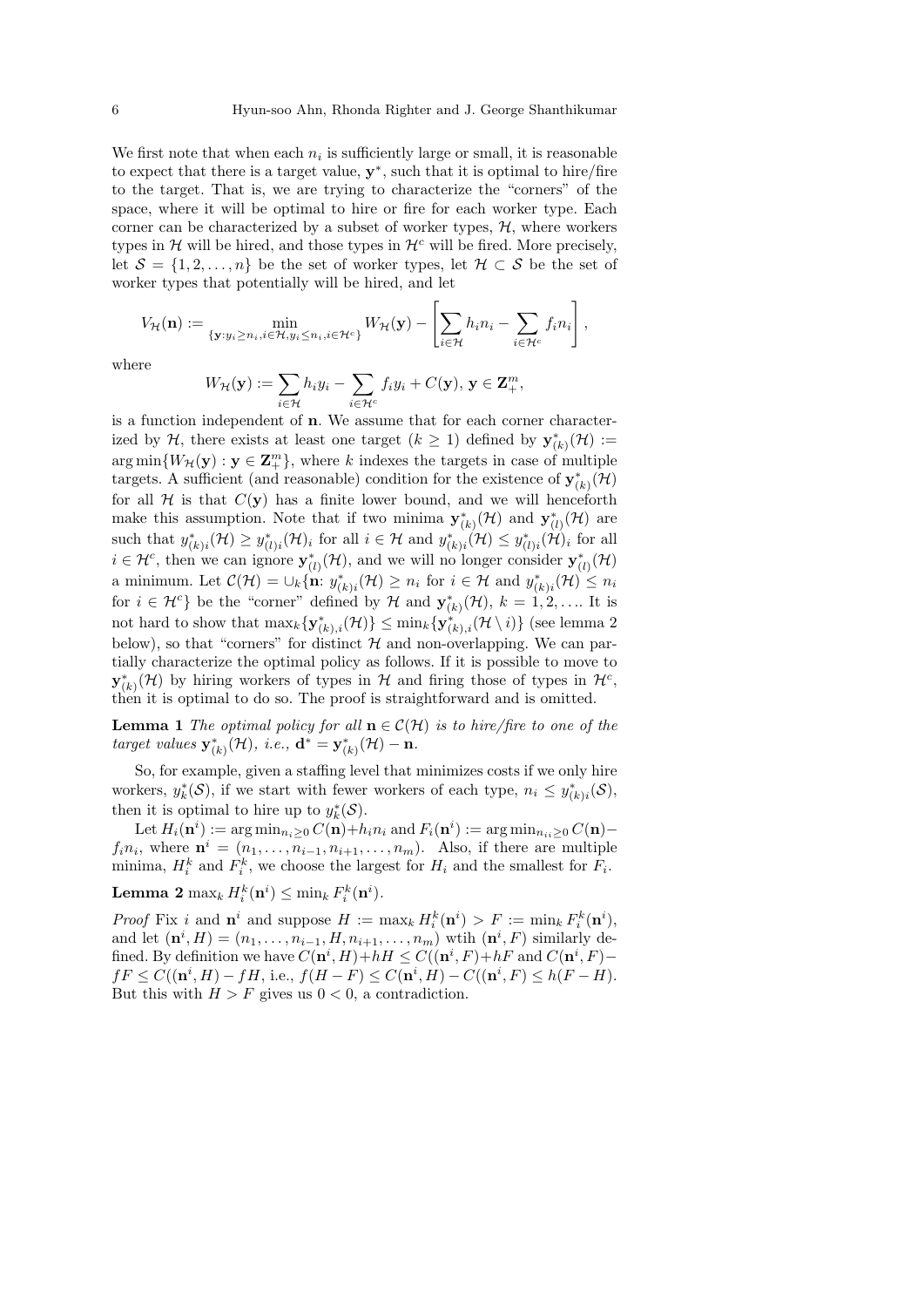We first note that when each $n_i$ is sufficiently large or small, it is reasonable to expect that there is a target value, $\mathbf{y}^*$, such that it is optimal to hire/fire to the target. That is, we are trying to characterize the "corners" of the space, where it will be optimal to hire or fire for each worker type. Each corner can be characterized by a subset of worker types, $\mathcal{H}$, where workers types in $\mathcal{H}$ will be hired, and those types in $\mathcal{H}^c$ will be fired. More precisely, let $\mathcal{S} = \{1, 2, \ldots, n\}$ be the set of worker types, let $\mathcal{H} \subset \mathcal{S}$ be the set of worker types that potentially will be hired, and let

$$V_{\mathcal{H}}(\mathbf{n}) := \min_{\{\mathbf{y}: y_i \geq n_i, i \in \mathcal{H}, y_i \leq n_i, i \in \mathcal{H}^c\}} W_{\mathcal{H}}(\mathbf{y}) - \left[ \sum_{i \in \mathcal{H}} h_i n_i - \sum_{i \in \mathcal{H}^c} f_i n_i \right],$$

where

$$W_{\mathcal{H}}(\mathbf{y}) := \sum_{i \in \mathcal{H}} h_i y_i - \sum_{i \in \mathcal{H}^c} f_i y_i + C(\mathbf{y}), \, \mathbf{y} \in \mathbf{Z}_+^m,$$

is a function independent of $\mathbf{n}$. We assume that for each corner characterized by $\mathcal{H}$, there exists at least one target ($k \geq 1$) defined by $\mathbf{y}^*_{(k)}(\mathcal{H}) := \arg\min\{W_{\mathcal{H}}(\mathbf{y}) : \mathbf{y} \in \mathbf{Z}_+^m\}$, where $k$ indexes the targets in case of multiple targets. A sufficient (and reasonable) condition for the existence of $\mathbf{y}^*_{(k)}(\mathcal{H})$ for all $\mathcal{H}$ is that $C(\mathbf{y})$ has a finite lower bound, and we will henceforth make this assumption. Note that if two minima $\mathbf{y}^*_{(k)}(\mathcal{H})$ and $\mathbf{y}^*_{(l)}(\mathcal{H})$ are such that $y^*_{(k)i}(\mathcal{H}) \geq y^*_{(l)i}(\mathcal{H})_i$ for all $i \in \mathcal{H}$ and $y^*_{(k)i}(\mathcal{H}) \leq y^*_{(l)i}(\mathcal{H})_i$ for all $i \in \mathcal{H}^c$, then we can ignore $\mathbf{y}^*_{(l)}(\mathcal{H})$, and we will no longer consider $\mathbf{y}^*_{(l)}(\mathcal{H})$ a minimum. Let $\mathcal{C}(\mathcal{H}) = \cup_k \{\mathbf{n}\colon y^*_{(k)i}(\mathcal{H}) \geq n_i$ for $i \in \mathcal{H}$ and $y^*_{(k)i}(\mathcal{H}) \leq n_i$ for $i \in \mathcal{H}^c\}$ be the "corner" defined by $\mathcal{H}$ and $\mathbf{y}^*_{(k)}(\mathcal{H})$, $k = 1, 2, \ldots$. It is not hard to show that $\max_k\{\mathbf{y}^*_{(k),i}(\mathcal{H})\} \leq \min_k\{\mathbf{y}^*_{(k),i}(\mathcal{H} \setminus i)\}$ (see lemma 2 below), so that "corners" for distinct $\mathcal{H}$ and non-overlapping. We can partially characterize the optimal policy as follows. If it is possible to move to $\mathbf{y}^*_{(k)}(\mathcal{H})$ by hiring workers of types in $\mathcal{H}$ and firing those of types in $\mathcal{H}^c$, then it is optimal to do so. The proof is straightforward and is omitted.

**Lemma 1** *The optimal policy for all $\mathbf{n} \in \mathcal{C}(\mathcal{H})$ is to hire/fire to one of the target values $\mathbf{y}^*_{(k)}(\mathcal{H})$, i.e., $\mathbf{d}^* = \mathbf{y}^*_{(k)}(\mathcal{H}) - \mathbf{n}$.*

So, for example, given a staffing level that minimizes costs if we only hire workers, $y^*_k(\mathcal{S})$, if we start with fewer workers of each type, $n_i \leq y^*_{(k)i}(\mathcal{S})$, then it is optimal to hire up to $y^*_k(\mathcal{S})$.

Let $H_i(\mathbf{n}^i) := \arg\min_{n_i \geq 0} C(\mathbf{n}) + h_i n_i$ and $F_i(\mathbf{n}^i) := \arg\min_{n_i, \geq 0} C(\mathbf{n}) - f_i n_i$, where $\mathbf{n}^i = (n_1, \ldots, n_{i-1}, n_{i+1}, \ldots, n_m)$. Also, if there are multiple minima, $H_i^k$ and $F_i^k$, we choose the largest for $H_i$ and the smallest for $F_i$.

**Lemma 2** $\max_k H_i^k(\mathbf{n}^i) \leq \min_k F_i^k(\mathbf{n}^i)$.

*Proof* Fix $i$ and $\mathbf{n}^i$ and suppose $H := \max_k H_i^k(\mathbf{n}^i) > F := \min_k F_i^k(\mathbf{n}^i)$, and let $(\mathbf{n}^i, H) = (n_1, \ldots, n_{i-1}, H, n_{i+1}, \ldots, n_m)$ wtih $(\mathbf{n}^i, F)$ similarly defined. By definition we have $C(\mathbf{n}^i, H) + hH \leq C((\mathbf{n}^i, F) + hF$ and $C(\mathbf{n}^i, F) - fF \leq C((\mathbf{n}^i, H) - fH$, i.e., $f(H - F) \leq C(\mathbf{n}^i, H) - C((\mathbf{n}^i, F) \leq h(F - H)$. But this with $H > F$ gives us $0 < 0$, a contradiction.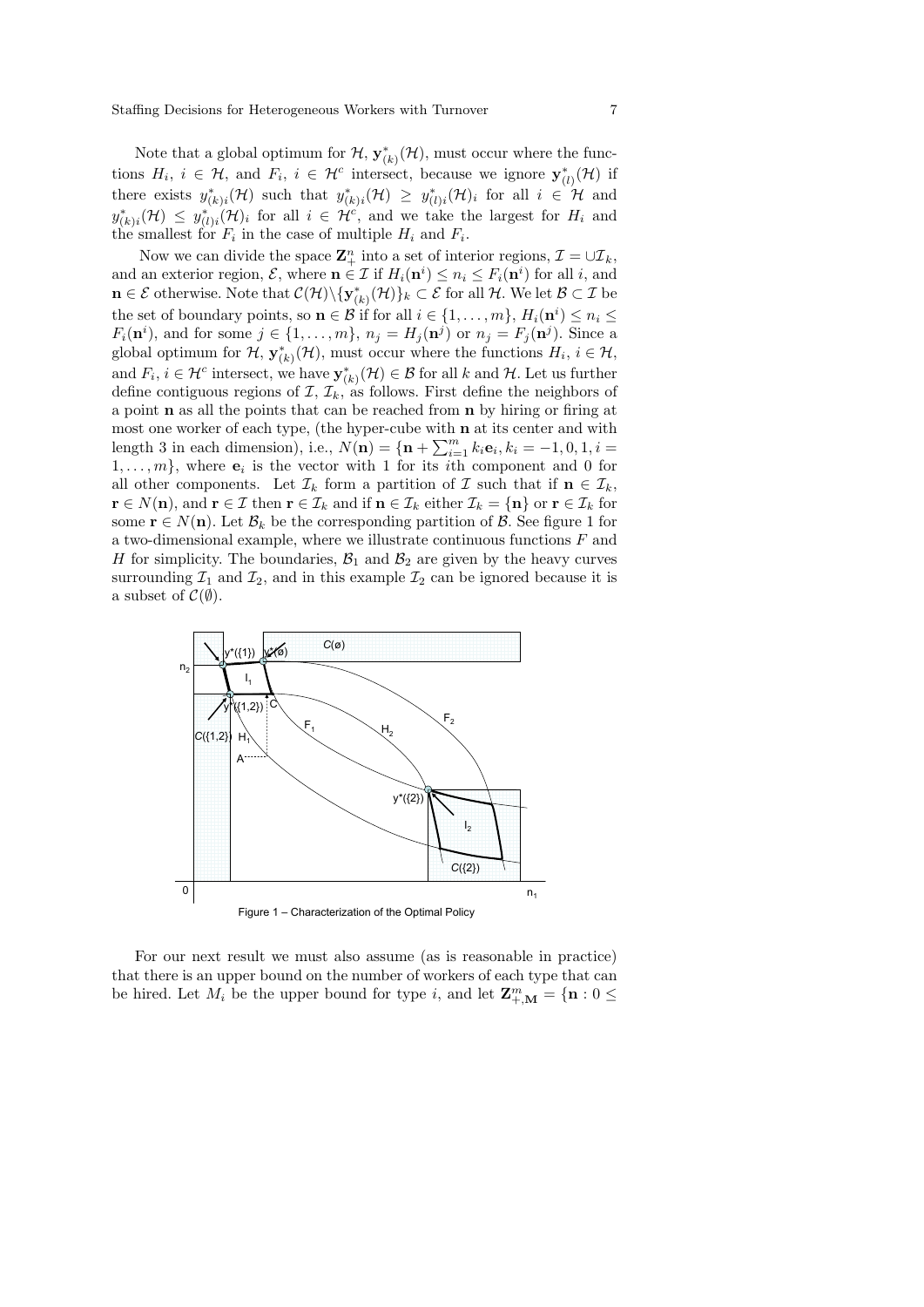Note that a global optimum for $\mathcal{H}$, $\mathbf{y}^*_{(k)}(\mathcal{H})$, must occur where the functions $H_i$, $i \in \mathcal{H}$, and $F_i$, $i \in \mathcal{H}^c$ intersect, because we ignore $\mathbf{y}^*_{(l)}(\mathcal{H})$ if there exists $y^*_{(k)i}(\mathcal{H})$ such that $y^*_{(k)i}(\mathcal{H}) \geq y^*_{(l)i}(\mathcal{H})_i$ for all $i \in \mathcal{H}$ and $y^*_{(k)i}(\mathcal{H}) \leq y^*_{(l)i}(\mathcal{H})_i$ for all $i \in \mathcal{H}^c$, and we take the largest for $H_i$ and the smallest for $F_i$ in the case of multiple $H_i$ and $F_i$.

Now we can divide the space $\mathbf{Z}^n_+$ into a set of interior regions, $\mathcal{I} = \cup \mathcal{I}_k$, and an exterior region, $\mathcal{E}$, where $\mathbf{n} \in \mathcal{I}$ if $H_i(\mathbf{n}^i) \leq n_i \leq F_i(\mathbf{n}^i)$ for all $i$, and $\mathbf{n} \in \mathcal{E}$ otherwise. Note that $\mathcal{C}(\mathcal{H}) \backslash \{\mathbf{y}^*_{(k)}(\mathcal{H})\}_k \subset \mathcal{E}$ for all $\mathcal{H}$. We let $\mathcal{B} \subset \mathcal{I}$ be the set of boundary points, so $\mathbf{n} \in \mathcal{B}$ if for all $i \in \{1, \ldots, m\}$, $H_i(\mathbf{n}^i) \leq n_i \leq F_i(\mathbf{n}^i)$, and for some $j \in \{1, \ldots, m\}$, $n_j = H_j(\mathbf{n}^j)$ or $n_j = F_j(\mathbf{n}^j)$. Since a global optimum for $\mathcal{H}$, $\mathbf{y}^*_{(k)}(\mathcal{H})$, must occur where the functions $H_i$, $i \in \mathcal{H}$, and $F_i$, $i \in \mathcal{H}^c$ intersect, we have $\mathbf{y}^*_{(k)}(\mathcal{H}) \in \mathcal{B}$ for all $k$ and $\mathcal{H}$. Let us further define contiguous regions of $\mathcal{I}$, $\mathcal{I}_k$, as follows. First define the neighbors of a point $\mathbf{n}$ as all the points that can be reached from $\mathbf{n}$ by hiring or firing at most one worker of each type, (the hyper-cube with $\mathbf{n}$ at its center and with length 3 in each dimension), i.e., $N(\mathbf{n}) = \{\mathbf{n} + \sum_{i=1}^m k_i \mathbf{e}_i, k_i = -1, 0, 1, i = 1, \ldots, m\}$, where $\mathbf{e}_i$ is the vector with 1 for its $i$th component and 0 for all other components. Let $\mathcal{I}_k$ form a partition of $\mathcal{I}$ such that if $\mathbf{n} \in \mathcal{I}_k$, $\mathbf{r} \in N(\mathbf{n})$, and $\mathbf{r} \in \mathcal{I}$ then $\mathbf{r} \in \mathcal{I}_k$ and if $\mathbf{n} \in \mathcal{I}_k$ either $\mathcal{I}_k = \{\mathbf{n}\}$ or $\mathbf{r} \in \mathcal{I}_k$ for some $\mathbf{r} \in N(\mathbf{n})$. Let $\mathcal{B}_k$ be the corresponding partition of $\mathcal{B}$. See figure 1 for a two-dimensional example, where we illustrate continuous functions $F$ and $H$ for simplicity. The boundaries, $\mathcal{B}_1$ and $\mathcal{B}_2$ are given by the heavy curves surrounding $\mathcal{I}_1$ and $\mathcal{I}_2$, and in this example $\mathcal{I}_2$ can be ignored because it is a subset of $\mathcal{C}(\emptyset)$.

Figure 1 – Characterization of the Optimal Policy

For our next result we must also assume (as is reasonable in practice) that there is an upper bound on the number of workers of each type that can be hired. Let $M_i$ be the upper bound for type $i$, and let $\mathbf{Z}^m_{+,\mathbf{M}} = \{\mathbf{n} : 0 \leq$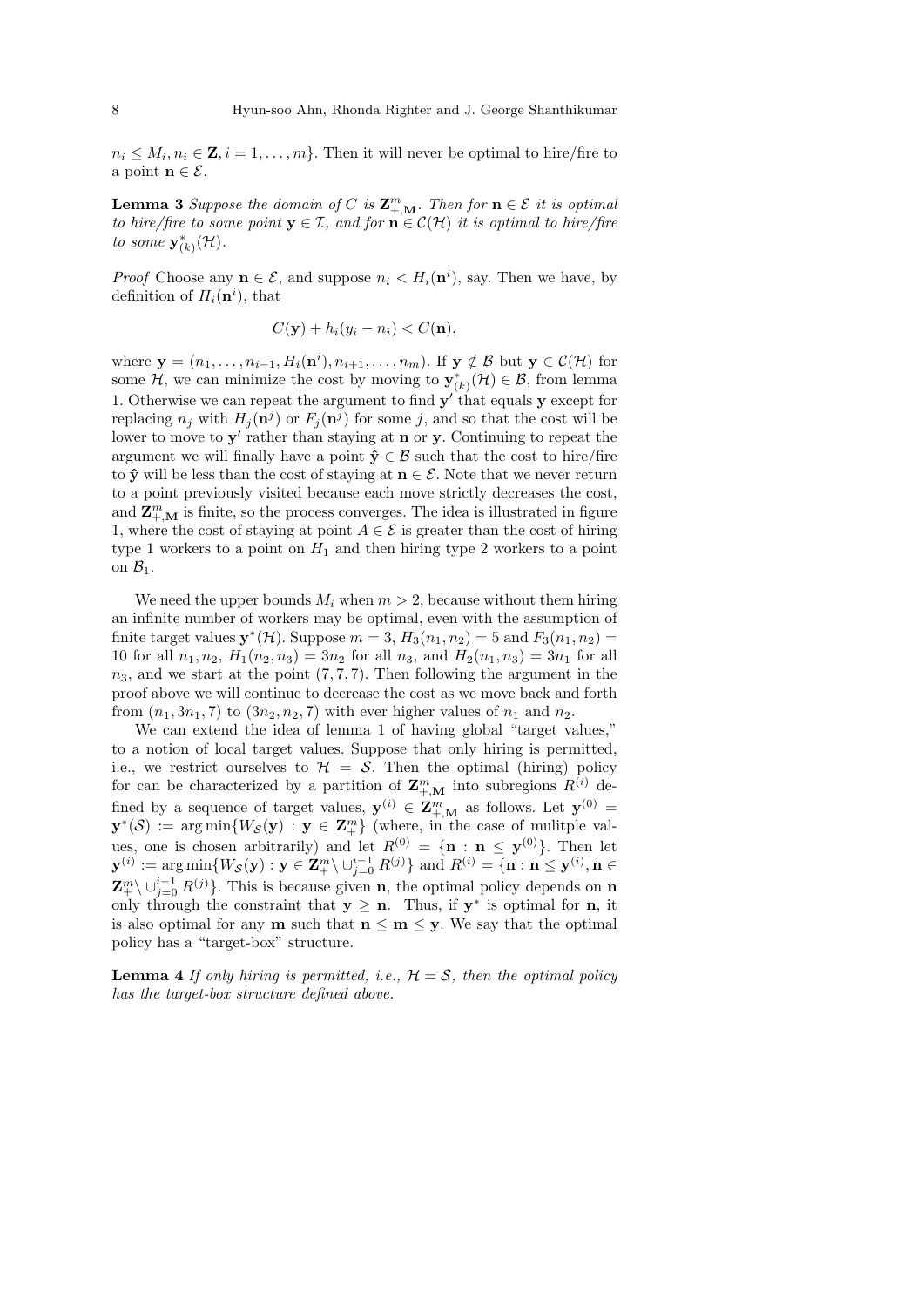$n_i \leq M_i, n_i \in \mathbf{Z}, i = 1, \ldots, m\}$. Then it will never be optimal to hire/fire to a point $\mathbf{n} \in \mathcal{E}$.

**Lemma 3** *Suppose the domain of $C$ is $\mathbf{Z}^m_{+,\mathbf{M}}$. Then for $\mathbf{n} \in \mathcal{E}$ it is optimal to hire/fire to some point $\mathbf{y} \in \mathcal{I}$, and for $\mathbf{n} \in \mathcal{C}(\mathcal{H})$ it is optimal to hire/fire to some $\mathbf{y}^*_{(k)}(\mathcal{H})$.*

*Proof* Choose any $\mathbf{n} \in \mathcal{E}$, and suppose $n_i < H_i(\mathbf{n}^i)$, say. Then we have, by definition of $H_i(\mathbf{n}^i)$, that

$$C(\mathbf{y}) + h_i(y_i - n_i) < C(\mathbf{n}),$$

where $\mathbf{y} = (n_1, \ldots, n_{i-1}, H_i(\mathbf{n}^i), n_{i+1}, \ldots, n_m)$. If $\mathbf{y} \notin \mathcal{B}$ but $\mathbf{y} \in \mathcal{C}(\mathcal{H})$ for some $\mathcal{H}$, we can minimize the cost by moving to $\mathbf{y}^*_{(k)}(\mathcal{H}) \in \mathcal{B}$, from lemma 1. Otherwise we can repeat the argument to find $\mathbf{y}'$ that equals $\mathbf{y}$ except for replacing $n_j$ with $H_j(\mathbf{n}^j)$ or $F_j(\mathbf{n}^j)$ for some $j$, and so that the cost will be lower to move to $\mathbf{y}'$ rather than staying at $\mathbf{n}$ or $\mathbf{y}$. Continuing to repeat the argument we will finally have a point $\hat{\mathbf{y}} \in \mathcal{B}$ such that the cost to hire/fire to $\hat{\mathbf{y}}$ will be less than the cost of staying at $\mathbf{n} \in \mathcal{E}$. Note that we never return to a point previously visited because each move strictly decreases the cost, and $\mathbf{Z}^m_{+,\mathbf{M}}$ is finite, so the process converges. The idea is illustrated in figure 1, where the cost of staying at point $A \in \mathcal{E}$ is greater than the cost of hiring type 1 workers to a point on $H_1$ and then hiring type 2 workers to a point on $\mathcal{B}_1$.

We need the upper bounds $M_i$ when $m > 2$, because without them hiring an infinite number of workers may be optimal, even with the assumption of finite target values $\mathbf{y}^*(\mathcal{H})$. Suppose $m = 3$, $H_3(n_1, n_2) = 5$ and $F_3(n_1, n_2) = 10$ for all $n_1, n_2$, $H_1(n_2, n_3) = 3n_2$ for all $n_3$, and $H_2(n_1, n_3) = 3n_1$ for all $n_3$, and we start at the point $(7, 7, 7)$. Then following the argument in the proof above we will continue to decrease the cost as we move back and forth from $(n_1, 3n_1, 7)$ to $(3n_2, n_2, 7)$ with ever higher values of $n_1$ and $n_2$.

We can extend the idea of lemma 1 of having global "target values," to a notion of local target values. Suppose that only hiring is permitted, i.e., we restrict ourselves to $\mathcal{H} = \mathcal{S}$. Then the optimal (hiring) policy for can be characterized by a partition of $\mathbf{Z}^m_{+,\mathbf{M}}$ into subregions $R^{(i)}$ defined by a sequence of target values, $\mathbf{y}^{(i)} \in \mathbf{Z}^m_{+,\mathbf{M}}$ as follows. Let $\mathbf{y}^{(0)} = \mathbf{y}^*(\mathcal{S}) := \arg\min\{W_{\mathcal{S}}(\mathbf{y}) : \mathbf{y} \in \mathbf{Z}^m_+\}$ (where, in the case of mulitple values, one is chosen arbitrarily) and let $R^{(0)} = \{\mathbf{n} : \mathbf{n} \leq \mathbf{y}^{(0)}\}$. Then let $\mathbf{y}^{(i)} := \arg\min\{W_{\mathcal{S}}(\mathbf{y}) : \mathbf{y} \in \mathbf{Z}^m_+ \setminus \cup_{j=0}^{i-1} R^{(j)}\}$ and $R^{(i)} = \{\mathbf{n} : \mathbf{n} \leq \mathbf{y}^{(i)}, \mathbf{n} \in \mathbf{Z}^m_+ \setminus \cup_{j=0}^{i-1} R^{(j)}\}$. This is because given $\mathbf{n}$, the optimal policy depends on $\mathbf{n}$ only through the constraint that $\mathbf{y} \geq \mathbf{n}$. Thus, if $\mathbf{y}^*$ is optimal for $\mathbf{n}$, it is also optimal for any $\mathbf{m}$ such that $\mathbf{n} \leq \mathbf{m} \leq \mathbf{y}$. We say that the optimal policy has a "target-box" structure.

**Lemma 4** *If only hiring is permitted, i.e., $\mathcal{H} = \mathcal{S}$, then the optimal policy has the target-box structure defined above.*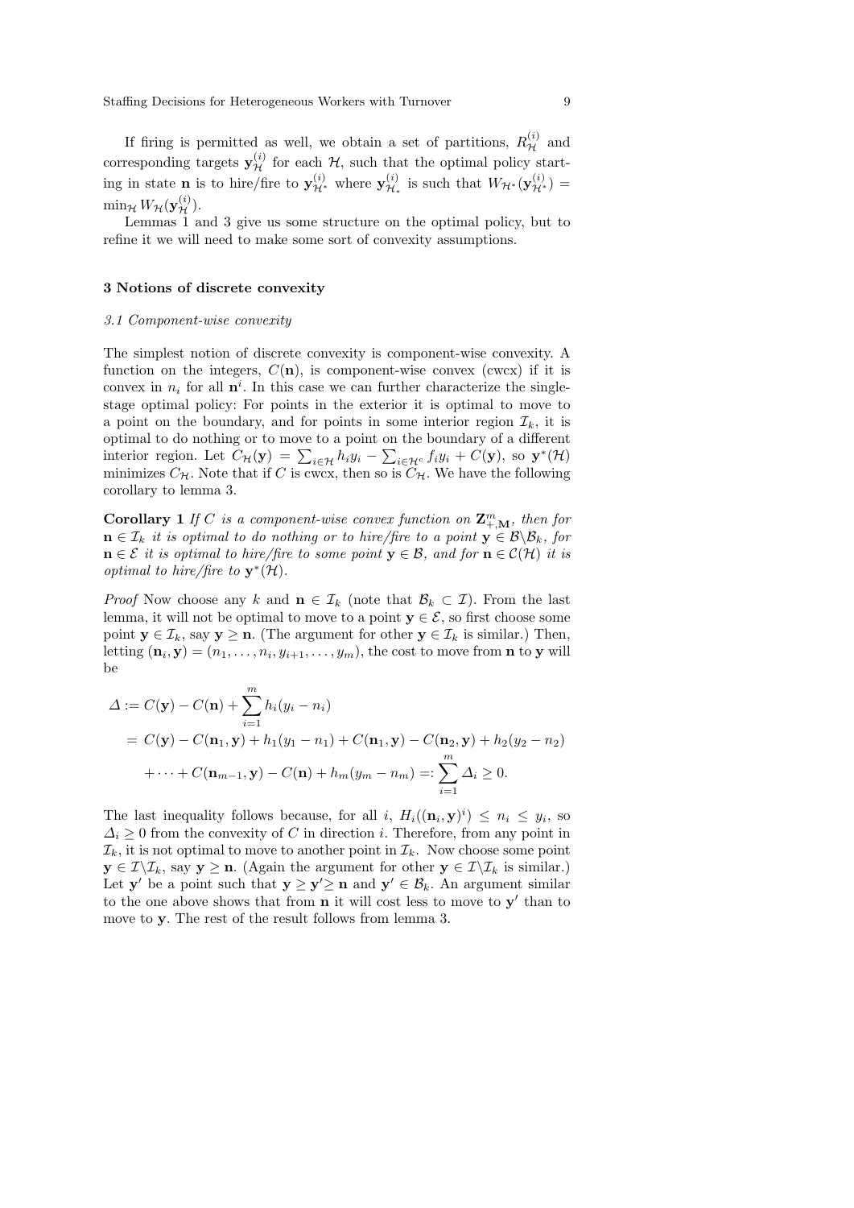If firing is permitted as well, we obtain a set of partitions, $R^{(i)}_{\mathcal{H}}$ and corresponding targets $\mathbf{y}^{(i)}_{\mathcal{H}}$ for each $\mathcal{H}$, such that the optimal policy starting in state $\mathbf{n}$ is to hire/fire to $\mathbf{y}^{(i)}_{\mathcal{H}^*}$ where $\mathbf{y}^{(i)}_{\mathcal{H}_*}$ is such that $W_{\mathcal{H}^*}(\mathbf{y}^{(i)}_{\mathcal{H}^*}) = \min_{\mathcal{H}} W_{\mathcal{H}}(\mathbf{y}^{(i)}_{\mathcal{H}})$.

Lemmas 1 and 3 give us some structure on the optimal policy, but to refine it we will need to make some sort of convexity assumptions.

## 3 Notions of discrete convexity

### *3.1 Component-wise convexity*

The simplest notion of discrete convexity is component-wise convexity. A function on the integers, $C(\mathbf{n})$, is component-wise convex (cwcx) if it is convex in $n_i$ for all $\mathbf{n}^i$. In this case we can further characterize the single-stage optimal policy: For points in the exterior it is optimal to move to a point on the boundary, and for points in some interior region $\mathcal{I}_k$, it is optimal to do nothing or to move to a point on the boundary of a different interior region. Let $C_{\mathcal{H}}(\mathbf{y}) = \sum_{i \in \mathcal{H}} h_i y_i - \sum_{i \in \mathcal{H}^c} f_i y_i + C(\mathbf{y})$, so $\mathbf{y}^*(\mathcal{H})$ minimizes $C_{\mathcal{H}}$. Note that if $C$ is cwcx, then so is $C_{\mathcal{H}}$. We have the following corollary to lemma 3.

**Corollary 1** *If $C$ is a component-wise convex function on $\mathbf{Z}^m_{+,\mathbf{M}}$, then for $\mathbf{n} \in \mathcal{I}_k$ it is optimal to do nothing or to hire/fire to a point $\mathbf{y} \in \mathcal{B} \backslash \mathcal{B}_k$, for $\mathbf{n} \in \mathcal{E}$ it is optimal to hire/fire to some point $\mathbf{y} \in \mathcal{B}$, and for $\mathbf{n} \in \mathcal{C}(\mathcal{H})$ it is optimal to hire/fire to $\mathbf{y}^*(\mathcal{H})$.*

*Proof* Now choose any $k$ and $\mathbf{n} \in \mathcal{I}_k$ (note that $\mathcal{B}_k \subset \mathcal{I}$). From the last lemma, it will not be optimal to move to a point $\mathbf{y} \in \mathcal{E}$, so first choose some point $\mathbf{y} \in \mathcal{I}_k$, say $\mathbf{y} \geq \mathbf{n}$. (The argument for other $\mathbf{y} \in \mathcal{I}_k$ is similar.) Then, letting $(\mathbf{n}_i, \mathbf{y}) = (n_1, \ldots, n_i, y_{i+1}, \ldots, y_m)$, the cost to move from $\mathbf{n}$ to $\mathbf{y}$ will be

$$
\begin{aligned}
\Delta &:= C(\mathbf{y}) - C(\mathbf{n}) + \sum_{i=1}^{m} h_i (y_i - n_i) \\
&= C(\mathbf{y}) - C(\mathbf{n}_1, \mathbf{y}) + h_1(y_1 - n_1) + C(\mathbf{n}_1, \mathbf{y}) - C(\mathbf{n}_2, \mathbf{y}) + h_2(y_2 - n_2) \\
&\quad + \cdots + C(\mathbf{n}_{m-1}, \mathbf{y}) - C(\mathbf{n}) + h_m(y_m - n_m) =: \sum_{i=1}^{m} \Delta_i \geq 0.
\end{aligned}
$$

The last inequality follows because, for all $i$, $H_i((\mathbf{n}_i, \mathbf{y})^i) \leq n_i \leq y_i$, so $\Delta_i \geq 0$ from the convexity of $C$ in direction $i$. Therefore, from any point in $\mathcal{I}_k$, it is not optimal to move to another point in $\mathcal{I}_k$. Now choose some point $\mathbf{y} \in \mathcal{I} \backslash \mathcal{I}_k$, say $\mathbf{y} \geq \mathbf{n}$. (Again the argument for other $\mathbf{y} \in \mathcal{I} \backslash \mathcal{I}_k$ is similar.) Let $\mathbf{y}'$ be a point such that $\mathbf{y} \geq \mathbf{y}' \geq \mathbf{n}$ and $\mathbf{y}' \in \mathcal{B}_k$. An argument similar to the one above shows that from $\mathbf{n}$ it will cost less to move to $\mathbf{y}'$ than to move to $\mathbf{y}$. The rest of the result follows from lemma 3.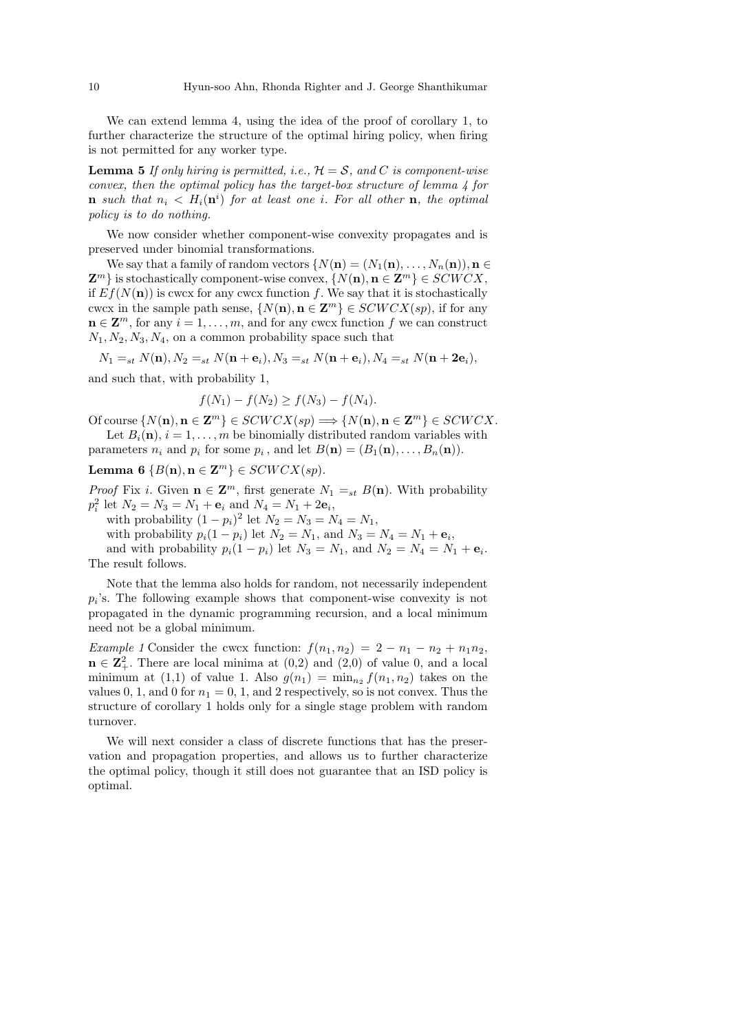We can extend lemma 4, using the idea of the proof of corollary 1, to further characterize the structure of the optimal hiring policy, when firing is not permitted for any worker type.

**Lemma 5** *If only hiring is permitted, i.e., $\mathcal{H} = \mathcal{S}$, and $C$ is component-wise convex, then the optimal policy has the target-box structure of lemma 4 for* $\mathbf{n}$ *such that* $n_i < H_i(\mathbf{n}^i)$ *for at least one* $i$. *For all other* $\mathbf{n}$, *the optimal policy is to do nothing.*

We now consider whether component-wise convexity propagates and is preserved under binomial transformations.

We say that a family of random vectors $\{N(\mathbf{n}) = (N_1(\mathbf{n}), \ldots, N_n(\mathbf{n})), \mathbf{n} \in \mathbf{Z}^m\}$ is stochastically component-wise convex, $\{N(\mathbf{n}), \mathbf{n} \in \mathbf{Z}^m\} \in SCWCX$, if $Ef(N(\mathbf{n}))$ is cwcx for any cwcx function $f$. We say that it is stochastically cwcx in the sample path sense, $\{N(\mathbf{n}), \mathbf{n} \in \mathbf{Z}^m\} \in SCWCX(sp)$, if for any $\mathbf{n} \in \mathbf{Z}^m$, for any $i = 1, \ldots, m$, and for any cwcx function $f$ we can construct $N_1, N_2, N_3, N_4$, on a common probability space such that

$$N_1 =_{st} N(\mathbf{n}), N_2 =_{st} N(\mathbf{n} + \mathbf{e}_i), N_3 =_{st} N(\mathbf{n} + \mathbf{e}_i), N_4 =_{st} N(\mathbf{n} + \mathbf{2e}_i),$$

and such that, with probability 1,

$$f(N_1) - f(N_2) \geq f(N_3) - f(N_4).$$

Of course $\{N(\mathbf{n}), \mathbf{n} \in \mathbf{Z}^m\} \in SCWCX(sp) \Longrightarrow \{N(\mathbf{n}), \mathbf{n} \in \mathbf{Z}^m\} \in SCWCX$.

Let $B_i(\mathbf{n})$, $i = 1, \ldots, m$ be binomially distributed random variables with parameters $n_i$ and $p_i$ for some $p_i$, and let $B(\mathbf{n}) = (B_1(\mathbf{n}), \ldots, B_n(\mathbf{n}))$.

**Lemma 6** $\{B(\mathbf{n}), \mathbf{n} \in \mathbf{Z}^m\} \in SCWCX(sp)$.

*Proof* Fix $i$. Given $\mathbf{n} \in \mathbf{Z}^m$, first generate $N_1 =_{st} B(\mathbf{n})$. With probability $p_i^2$ let $N_2 = N_3 = N_1 + \mathbf{e}_i$ and $N_4 = N_1 + 2\mathbf{e}_i$,

with probability $(1 - p_i)^2$ let $N_2 = N_3 = N_4 = N_1$,

with probability $p_i(1 - p_i)$ let $N_2 = N_1$, and $N_3 = N_4 = N_1 + \mathbf{e}_i$,

and with probability $p_i(1 - p_i)$ let $N_3 = N_1$, and $N_2 = N_4 = N_1 + \mathbf{e}_i$. The result follows.

Note that the lemma also holds for random, not necessarily independent $p_i$'s. The following example shows that component-wise convexity is not propagated in the dynamic programming recursion, and a local minimum need not be a global minimum.

*Example 1* Consider the cwcx function: $f(n_1, n_2) = 2 - n_1 - n_2 + n_1 n_2$, $\mathbf{n} \in \mathbf{Z}_+^2$. There are local minima at (0,2) and (2,0) of value 0, and a local minimum at (1,1) of value 1. Also $g(n_1) = \min_{n_2} f(n_1, n_2)$ takes on the values 0, 1, and 0 for $n_1 = 0$, 1, and 2 respectively, so is not convex. Thus the structure of corollary 1 holds only for a single stage problem with random turnover.

We will next consider a class of discrete functions that has the preservation and propagation properties, and allows us to further characterize the optimal policy, though it still does not guarantee that an ISD policy is optimal.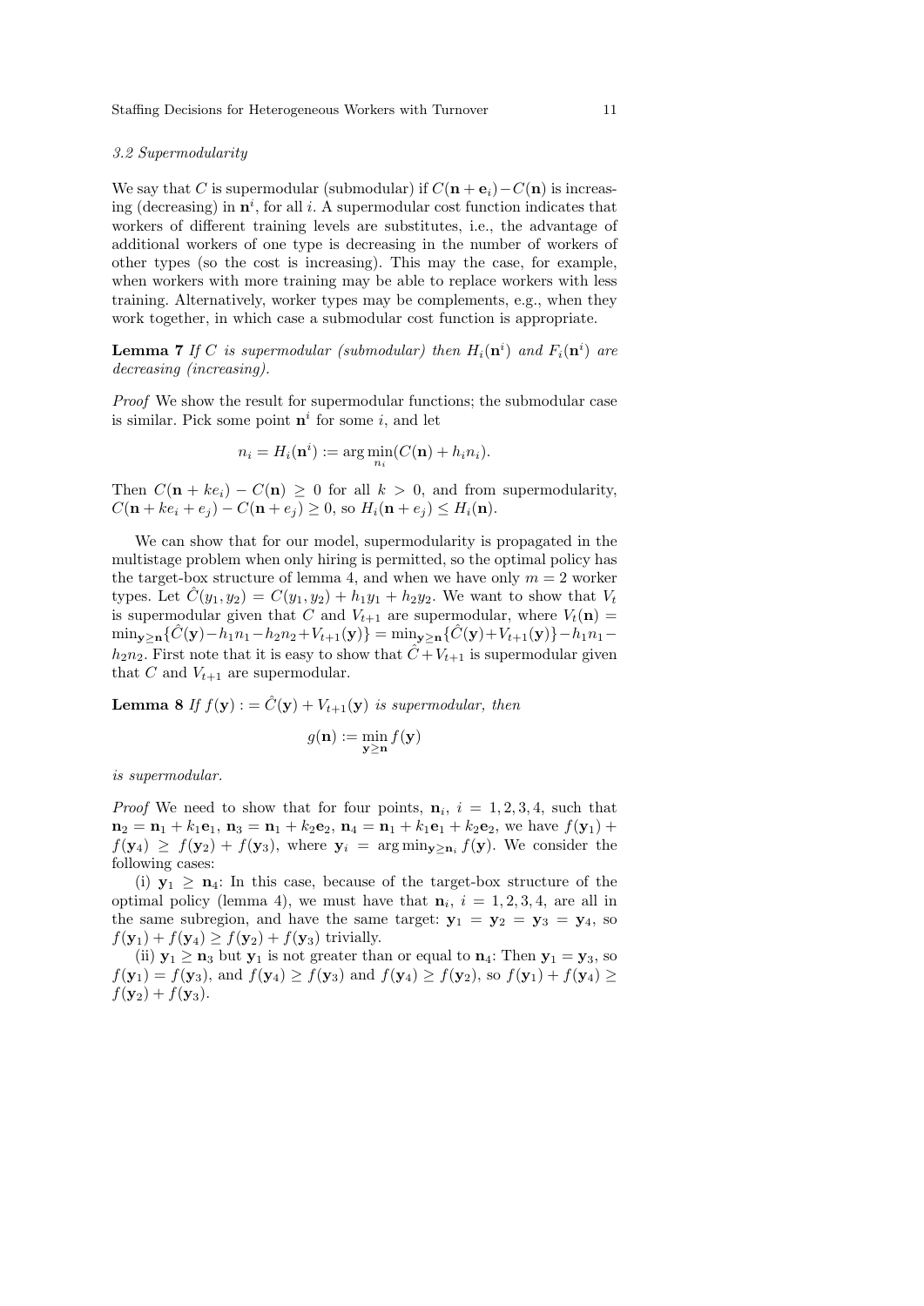### 3.2 Supermodularity

We say that $C$ is supermodular (submodular) if $C(\mathbf{n}+\mathbf{e}_i)-C(\mathbf{n})$ is increasing (decreasing) in $\mathbf{n}^i$, for all $i$. A supermodular cost function indicates that workers of different training levels are substitutes, i.e., the advantage of additional workers of one type is decreasing in the number of workers of other types (so the cost is increasing). This may the case, for example, when workers with more training may be able to replace workers with less training. Alternatively, worker types may be complements, e.g., when they work together, in which case a submodular cost function is appropriate.

**Lemma 7** *If $C$ is supermodular (submodular) then $H_i(\mathbf{n}^i)$ and $F_i(\mathbf{n}^i)$ are decreasing (increasing).*

*Proof* We show the result for supermodular functions; the submodular case is similar. Pick some point $\mathbf{n}^i$ for some $i$, and let

$$n_i = H_i(\mathbf{n}^i) := \arg\min_{n_i}(C(\mathbf{n}) + h_i n_i).$$

Then $C(\mathbf{n}+ke_i) - C(\mathbf{n}) \geq 0$ for all $k > 0$, and from supermodularity, $C(\mathbf{n}+ke_i+e_j) - C(\mathbf{n}+e_j) \geq 0$, so $H_i(\mathbf{n}+e_j) \leq H_i(\mathbf{n})$.

We can show that for our model, supermodularity is propagated in the multistage problem when only hiring is permitted, so the optimal policy has the target-box structure of lemma 4, and when we have only $m=2$ worker types. Let $\hat{C}(y_1,y_2) = C(y_1,y_2) + h_1y_1 + h_2y_2$. We want to show that $V_t$ is supermodular given that $C$ and $V_{t+1}$ are supermodular, where $V_t(\mathbf{n}) = \min_{\mathbf{y}\geq\mathbf{n}}\{\hat{C}(\mathbf{y}) - h_1n_1 - h_2n_2 + V_{t+1}(\mathbf{y})\} = \min_{\mathbf{y}\geq\mathbf{n}}\{\hat{C}(\mathbf{y}) + V_{t+1}(\mathbf{y})\} - h_1n_1 - h_2n_2$. First note that it is easy to show that $\hat{C} + V_{t+1}$ is supermodular given that $C$ and $V_{t+1}$ are supermodular.

**Lemma 8** *If $f(\mathbf{y}) := \hat{C}(\mathbf{y}) + V_{t+1}(\mathbf{y})$ is supermodular, then*

$$g(\mathbf{n}) := \min_{\mathbf{y}\geq\mathbf{n}} f(\mathbf{y})$$

*is supermodular.*

*Proof* We need to show that for four points, $\mathbf{n}_i$, $i=1,2,3,4$, such that $\mathbf{n}_2 = \mathbf{n}_1 + k_1\mathbf{e}_1$, $\mathbf{n}_3 = \mathbf{n}_1 + k_2\mathbf{e}_2$, $\mathbf{n}_4 = \mathbf{n}_1 + k_1\mathbf{e}_1 + k_2\mathbf{e}_2$, we have $f(\mathbf{y}_1) + f(\mathbf{y}_4) \geq f(\mathbf{y}_2) + f(\mathbf{y}_3)$, where $\mathbf{y}_i = \arg\min_{\mathbf{y}\geq\mathbf{n}_i} f(\mathbf{y})$. We consider the following cases:

(i) $\mathbf{y}_1 \geq \mathbf{n}_4$: In this case, because of the target-box structure of the optimal policy (lemma 4), we must have that $\mathbf{n}_i$, $i=1,2,3,4$, are all in the same subregion, and have the same target: $\mathbf{y}_1 = \mathbf{y}_2 = \mathbf{y}_3 = \mathbf{y}_4$, so $f(\mathbf{y}_1) + f(\mathbf{y}_4) \geq f(\mathbf{y}_2) + f(\mathbf{y}_3)$ trivially.

(ii) $\mathbf{y}_1 \geq \mathbf{n}_3$ but $\mathbf{y}_1$ is not greater than or equal to $\mathbf{n}_4$: Then $\mathbf{y}_1 = \mathbf{y}_3$, so $f(\mathbf{y}_1) = f(\mathbf{y}_3)$, and $f(\mathbf{y}_4) \geq f(\mathbf{y}_3)$ and $f(\mathbf{y}_4) \geq f(\mathbf{y}_2)$, so $f(\mathbf{y}_1) + f(\mathbf{y}_4) \geq f(\mathbf{y}_2) + f(\mathbf{y}_3)$.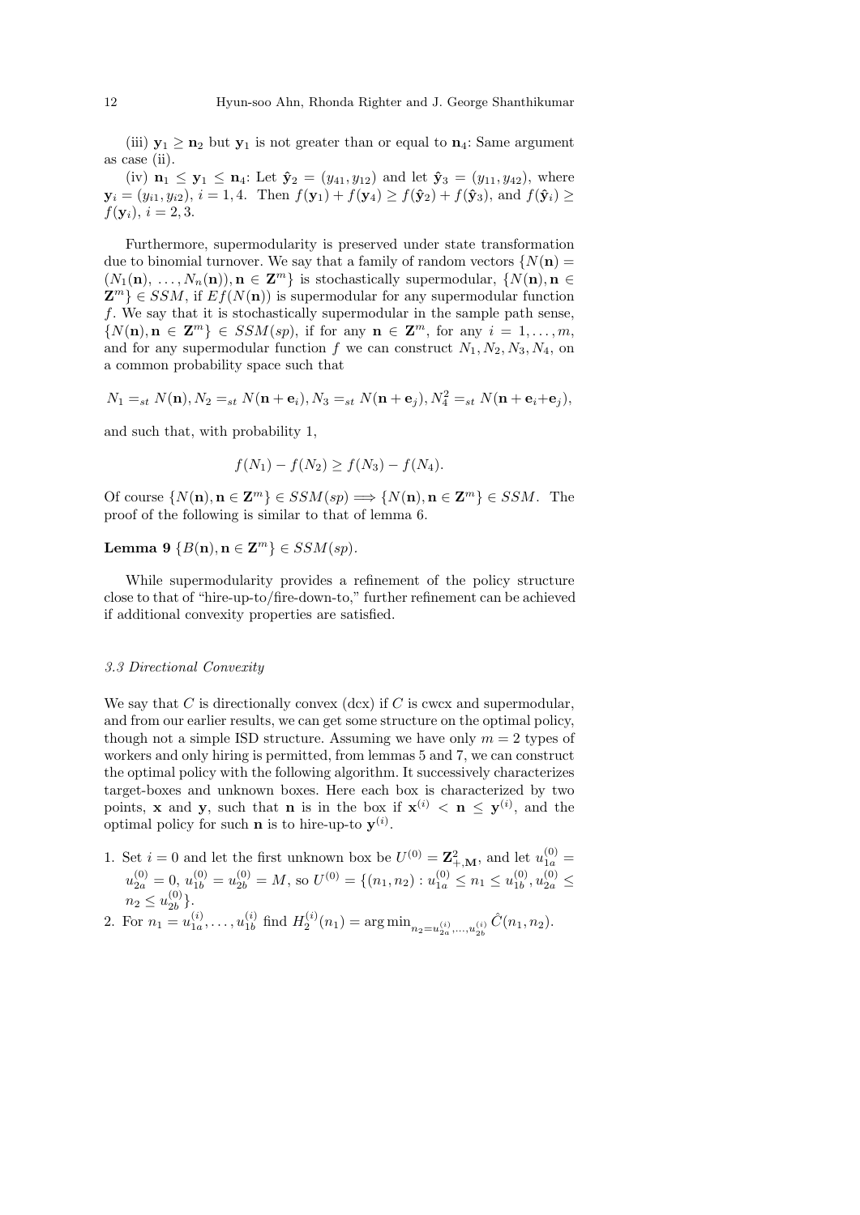(iii) $\mathbf{y}_1 \geq \mathbf{n}_2$ but $\mathbf{y}_1$ is not greater than or equal to $\mathbf{n}_4$: Same argument as case (ii).

(iv) $\mathbf{n}_1 \leq \mathbf{y}_1 \leq \mathbf{n}_4$: Let $\hat{\mathbf{y}}_2 = (y_{41}, y_{12})$ and let $\hat{\mathbf{y}}_3 = (y_{11}, y_{42})$, where $\mathbf{y}_i = (y_{i1}, y_{i2})$, $i = 1, 4$. Then $f(\mathbf{y}_1) + f(\mathbf{y}_4) \geq f(\hat{\mathbf{y}}_2) + f(\hat{\mathbf{y}}_3)$, and $f(\hat{\mathbf{y}}_i) \geq f(\mathbf{y}_i)$, $i = 2, 3$.

Furthermore, supermodularity is preserved under state transformation due to binomial turnover. We say that a family of random vectors $\{N(\mathbf{n}) = (N_1(\mathbf{n}), \ldots, N_n(\mathbf{n})), \mathbf{n} \in \mathbf{Z}^m\}$ is stochastically supermodular, $\{N(\mathbf{n}), \mathbf{n} \in \mathbf{Z}^m\} \in SSM$, if $Ef(N(\mathbf{n}))$ is supermodular for any supermodular function $f$. We say that it is stochastically supermodular in the sample path sense, $\{N(\mathbf{n}), \mathbf{n} \in \mathbf{Z}^m\} \in SSM(sp)$, if for any $\mathbf{n} \in \mathbf{Z}^m$, for any $i = 1, \ldots, m$, and for any supermodular function $f$ we can construct $N_1, N_2, N_3, N_4$, on a common probability space such that

$$N_1 =_{st} N(\mathbf{n}), N_2 =_{st} N(\mathbf{n} + \mathbf{e}_i), N_3 =_{st} N(\mathbf{n} + \mathbf{e}_j), N_4^2 =_{st} N(\mathbf{n} + \mathbf{e}_i + \mathbf{e}_j),$$

and such that, with probability 1,

$$f(N_1) - f(N_2) \geq f(N_3) - f(N_4).$$

Of course $\{N(\mathbf{n}), \mathbf{n} \in \mathbf{Z}^m\} \in SSM(sp) \Longrightarrow \{N(\mathbf{n}), \mathbf{n} \in \mathbf{Z}^m\} \in SSM$. The proof of the following is similar to that of lemma 6.

**Lemma 9** $\{B(\mathbf{n}), \mathbf{n} \in \mathbf{Z}^m\} \in SSM(sp)$.

While supermodularity provides a refinement of the policy structure close to that of "hire-up-to/fire-down-to," further refinement can be achieved if additional convexity properties are satisfied.

### *3.3 Directional Convexity*

We say that $C$ is directionally convex (dcx) if $C$ is cwcx and supermodular, and from our earlier results, we can get some structure on the optimal policy, though not a simple ISD structure. Assuming we have only $m = 2$ types of workers and only hiring is permitted, from lemmas 5 and 7, we can construct the optimal policy with the following algorithm. It successively characterizes target-boxes and unknown boxes. Here each box is characterized by two points, $\mathbf{x}$ and $\mathbf{y}$, such that $\mathbf{n}$ is in the box if $\mathbf{x}^{(i)} < \mathbf{n} \leq \mathbf{y}^{(i)}$, and the optimal policy for such $\mathbf{n}$ is to hire-up-to $\mathbf{y}^{(i)}$.

1. Set $i = 0$ and let the first unknown box be $U^{(0)} = \mathbf{Z}^2_{+,\mathbf{M}}$, and let $u_{1a}^{(0)} = u_{2a}^{(0)} = 0$, $u_{1b}^{(0)} = u_{2b}^{(0)} = M$, so $U^{(0)} = \{(n_1, n_2) : u_{1a}^{(0)} \leq n_1 \leq u_{1b}^{(0)}, u_{2a}^{(0)} \leq n_2 \leq u_{2b}^{(0)}\}$.
2. For $n_1 = u_{1a}^{(i)}, \ldots, u_{1b}^{(i)}$ find $H_2^{(i)}(n_1) = \arg\min_{n_2 = u_{2a}^{(i)}, \ldots, u_{2b}^{(i)}} \hat{C}(n_1, n_2)$.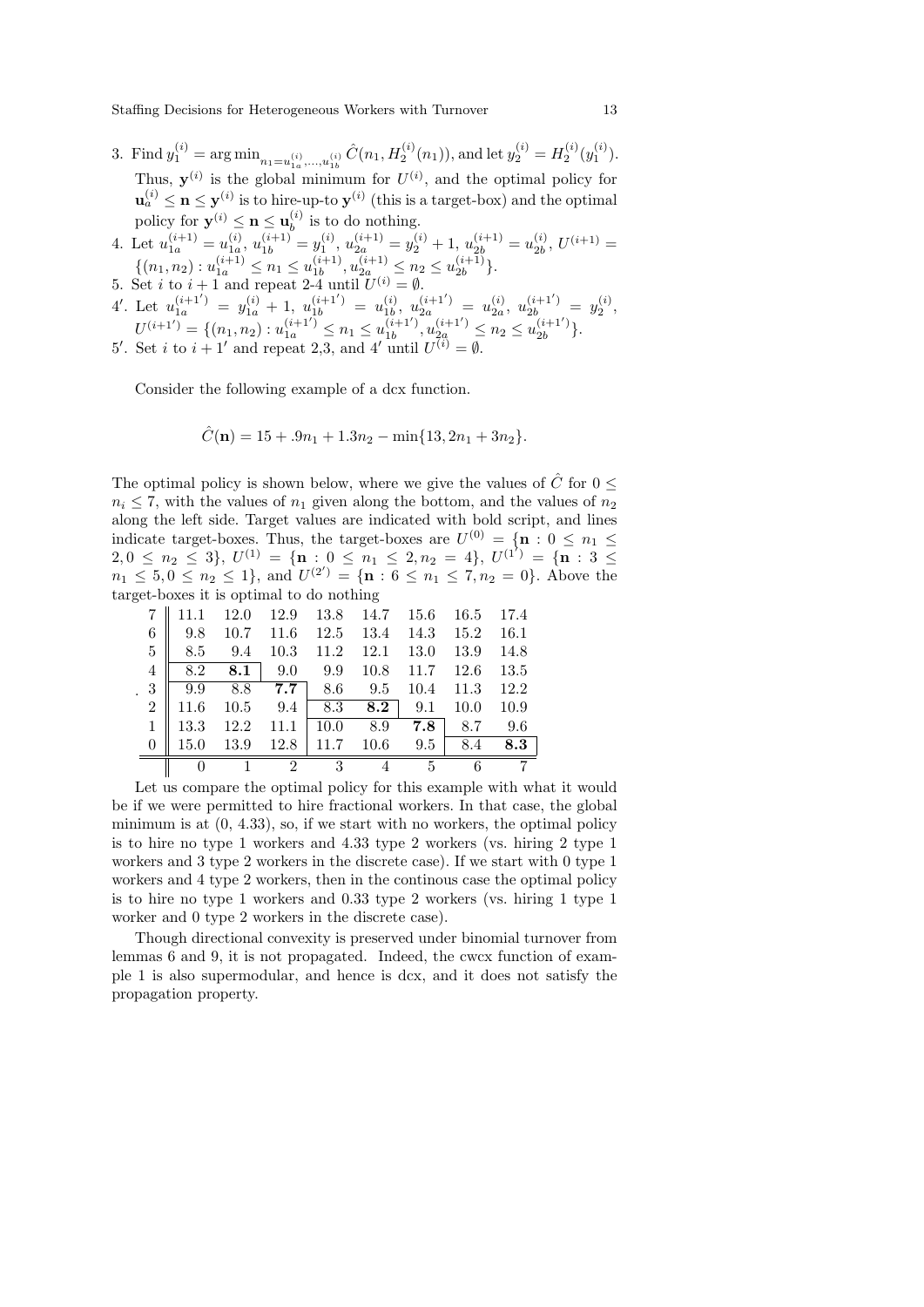3. Find $y_1^{(i)} = \arg\min_{n_1 = u_{1a}^{(i)},\ldots,u_{1b}^{(i)}} \hat{C}(n_1, H_2^{(i)}(n_1))$, and let $y_2^{(i)} = H_2^{(i)}(y_1^{(i)})$. Thus, $\mathbf{y}^{(i)}$ is the global minimum for $U^{(i)}$, and the optimal policy for $\mathbf{u}_a^{(i)} \leq \mathbf{n} \leq \mathbf{y}^{(i)}$ is to hire-up-to $\mathbf{y}^{(i)}$ (this is a target-box) and the optimal policy for $\mathbf{y}^{(i)} \leq \mathbf{n} \leq \mathbf{u}_b^{(i)}$ is to do nothing.
4. Let $u_{1a}^{(i+1)} = u_{1a}^{(i)}$, $u_{1b}^{(i+1)} = y_1^{(i)}$, $u_{2a}^{(i+1)} = y_2^{(i)} + 1$, $u_{2b}^{(i+1)} = u_{2b}^{(i)}$, $U^{(i+1)} = \{(n_1, n_2) : u_{1a}^{(i+1)} \leq n_1 \leq u_{1b}^{(i+1)}, u_{2a}^{(i+1)} \leq n_2 \leq u_{2b}^{(i+1)}\}$.
5. Set $i$ to $i+1$ and repeat 2-4 until $U^{(i)} = \emptyset$.

4′. Let $u_{1a}^{(i+1')} = y_{1a}^{(i)} + 1$, $u_{1b}^{(i+1')} = u_{1b}^{(i)}$, $u_{2a}^{(i+1')} = u_{2a}^{(i)}$, $u_{2b}^{(i+1')} = y_2^{(i)}$, $U^{(i+1')} = \{(n_1, n_2) : u_{1a}^{(i+1')} \leq n_1 \leq u_{1b}^{(i+1')}, u_{2a}^{(i+1')} \leq n_2 \leq u_{2b}^{(i+1')}\}$.

5′. Set $i$ to $i+1'$ and repeat 2,3, and 4′ until $U^{(i)} = \emptyset$.

Consider the following example of a dcx function.

$$\hat{C}(\mathbf{n}) = 15 + .9n_1 + 1.3n_2 - \min\{13, 2n_1 + 3n_2\}.$$

The optimal policy is shown below, where we give the values of $\hat{C}$ for $0 \leq n_i \leq 7$, with the values of $n_1$ given along the bottom, and the values of $n_2$ along the left side. Target values are indicated with bold script, and lines indicate target-boxes. Thus, the target-boxes are $U^{(0)} = \{\mathbf{n} : 0 \leq n_1 \leq 2, 0 \leq n_2 \leq 3\}$, $U^{(1)} = \{\mathbf{n} : 0 \leq n_1 \leq 2, n_2 = 4\}$, $U^{(1')} = \{\mathbf{n} : 3 \leq n_1 \leq 5, 0 \leq n_2 \leq 1\}$, and $U^{(2')} = \{\mathbf{n} : 6 \leq n_1 \leq 7, n_2 = 0\}$. Above the target-boxes it is optimal to do nothing

| | | | | | | | | |
|---|---|---|---|---|---|---|---|---|
| 7 | 11.1 | 12.0 | 12.9 | 13.8 | 14.7 | 15.6 | 16.5 | 17.4 |
| 6 | 9.8 | 10.7 | 11.6 | 12.5 | 13.4 | 14.3 | 15.2 | 16.1 |
| 5 | 8.5 | 9.4 | 10.3 | 11.2 | 12.1 | 13.0 | 13.9 | 14.8 |
| 4 | 8.2 | **8.1** | 9.0 | 9.9 | 10.8 | 11.7 | 12.6 | 13.5 |
| 3 | 9.9 | 8.8 | **7.7** | 8.6 | 9.5 | 10.4 | 11.3 | 12.2 |
| 2 | 11.6 | 10.5 | 9.4 | 8.3 | **8.2** | 9.1 | 10.0 | 10.9 |
| 1 | 13.3 | 12.2 | 11.1 | 10.0 | 8.9 | **7.8** | 8.7 | 9.6 |
| 0 | 15.0 | 13.9 | 12.8 | 11.7 | 10.6 | 9.5 | 8.4 | **8.3** |
| | 0 | 1 | 2 | 3 | 4 | 5 | 6 | 7 |

Let us compare the optimal policy for this example with what it would be if we were permitted to hire fractional workers. In that case, the global minimum is at (0, 4.33), so, if we start with no workers, the optimal policy is to hire no type 1 workers and 4.33 type 2 workers (vs. hiring 2 type 1 workers and 3 type 2 workers in the discrete case). If we start with 0 type 1 workers and 4 type 2 workers, then in the continous case the optimal policy is to hire no type 1 workers and 0.33 type 2 workers (vs. hiring 1 type 1 worker and 0 type 2 workers in the discrete case).

Though directional convexity is preserved under binomial turnover from lemmas 6 and 9, it is not propagated. Indeed, the cwcx function of example 1 is also supermodular, and hence is dcx, and it does not satisfy the propagation property.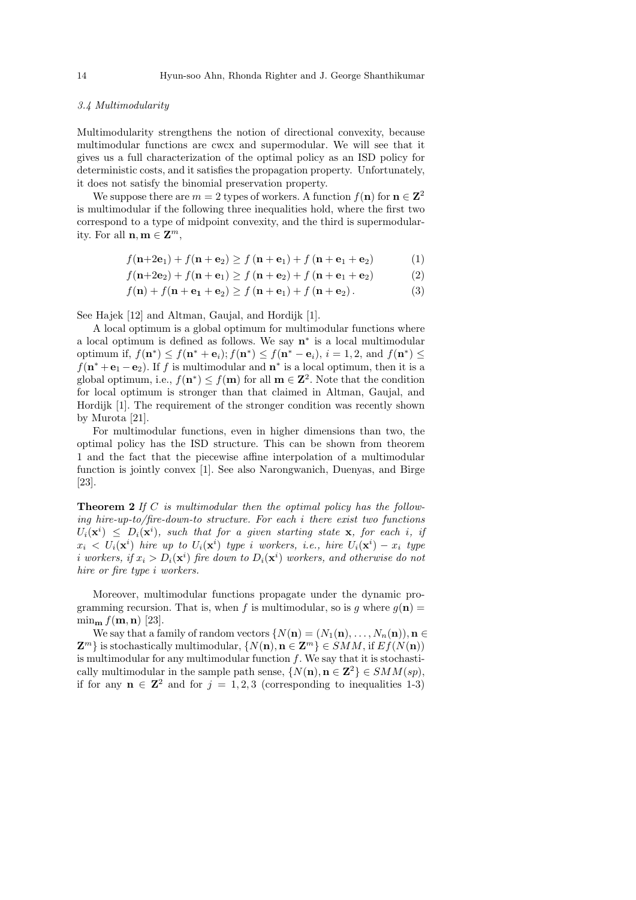### 3.4 Multimodularity

Multimodularity strengthens the notion of directional convexity, because multimodular functions are cwcx and supermodular. We will see that it gives us a full characterization of the optimal policy as an ISD policy for deterministic costs, and it satisfies the propagation property. Unfortunately, it does not satisfy the binomial preservation property.

We suppose there are $m = 2$ types of workers. A function $f(\mathbf{n})$ for $\mathbf{n} \in \mathbf{Z}^2$ is multimodular if the following three inequalities hold, where the first two correspond to a type of midpoint convexity, and the third is supermodularity. For all $\mathbf{n}, \mathbf{m} \in \mathbf{Z}^m$,

$$f(\mathbf{n}+2\mathbf{e}_1) + f(\mathbf{n}+\mathbf{e}_2) \geq f(\mathbf{n}+\mathbf{e}_1) + f(\mathbf{n}+\mathbf{e}_1+\mathbf{e}_2) \tag{1}$$

$$f(\mathbf{n}+2\mathbf{e}_2) + f(\mathbf{n}+\mathbf{e}_1) \geq f(\mathbf{n}+\mathbf{e}_2) + f(\mathbf{n}+\mathbf{e}_1+\mathbf{e}_2) \tag{2}$$

$$f(\mathbf{n}) + f(\mathbf{n}+\mathbf{e_1}+\mathbf{e}_2) \geq f(\mathbf{n}+\mathbf{e}_1) + f(\mathbf{n}+\mathbf{e}_2). \tag{3}$$

See Hajek [12] and Altman, Gaujal, and Hordijk [1].

A local optimum is a global optimum for multimodular functions where a local optimum is defined as follows. We say $\mathbf{n}^*$ is a local multimodular optimum if, $f(\mathbf{n}^*) \leq f(\mathbf{n}^* + \mathbf{e}_i); f(\mathbf{n}^*) \leq f(\mathbf{n}^* - \mathbf{e}_i)$, $i = 1, 2$, and $f(\mathbf{n}^*) \leq f(\mathbf{n}^* + \mathbf{e}_1 - \mathbf{e}_2)$. If $f$ is multimodular and $\mathbf{n}^*$ is a local optimum, then it is a global optimum, i.e., $f(\mathbf{n}^*) \leq f(\mathbf{m})$ for all $\mathbf{m} \in \mathbf{Z}^2$. Note that the condition for local optimum is stronger than that claimed in Altman, Gaujal, and Hordijk [1]. The requirement of the stronger condition was recently shown by Murota [21].

For multimodular functions, even in higher dimensions than two, the optimal policy has the ISD structure. This can be shown from theorem 1 and the fact that the piecewise affine interpolation of a multimodular function is jointly convex [1]. See also Narongwanich, Duenyas, and Birge [23].

**Theorem 2** *If $C$ is multimodular then the optimal policy has the following hire-up-to/fire-down-to structure. For each $i$ there exist two functions $U_i(\mathbf{x}^i) \leq D_i(\mathbf{x}^i)$, such that for a given starting state $\mathbf{x}$, for each $i$, if $x_i < U_i(\mathbf{x}^i)$ hire up to $U_i(\mathbf{x}^i)$ type $i$ workers, i.e., hire $U_i(\mathbf{x}^i) - x_i$ type $i$ workers, if $x_i > D_i(\mathbf{x}^i)$ fire down to $D_i(\mathbf{x}^i)$ workers, and otherwise do not hire or fire type $i$ workers.*

Moreover, multimodular functions propagate under the dynamic programming recursion. That is, when $f$ is multimodular, so is $g$ where $g(\mathbf{n}) = \min_{\mathbf{m}} f(\mathbf{m}, \mathbf{n})$ [23].

We say that a family of random vectors $\{N(\mathbf{n}) = (N_1(\mathbf{n}), \ldots, N_n(\mathbf{n})), \mathbf{n} \in \mathbf{Z}^m\}$ is stochastically multimodular, $\{N(\mathbf{n}), \mathbf{n} \in \mathbf{Z}^m\} \in SMM$, if $Ef(N(\mathbf{n}))$ is multimodular for any multimodular function $f$. We say that it is stochastically multimodular in the sample path sense, $\{N(\mathbf{n}), \mathbf{n} \in \mathbf{Z}^2\} \in SMM(sp)$, if for any $\mathbf{n} \in \mathbf{Z}^2$ and for $j = 1, 2, 3$ (corresponding to inequalities 1-3)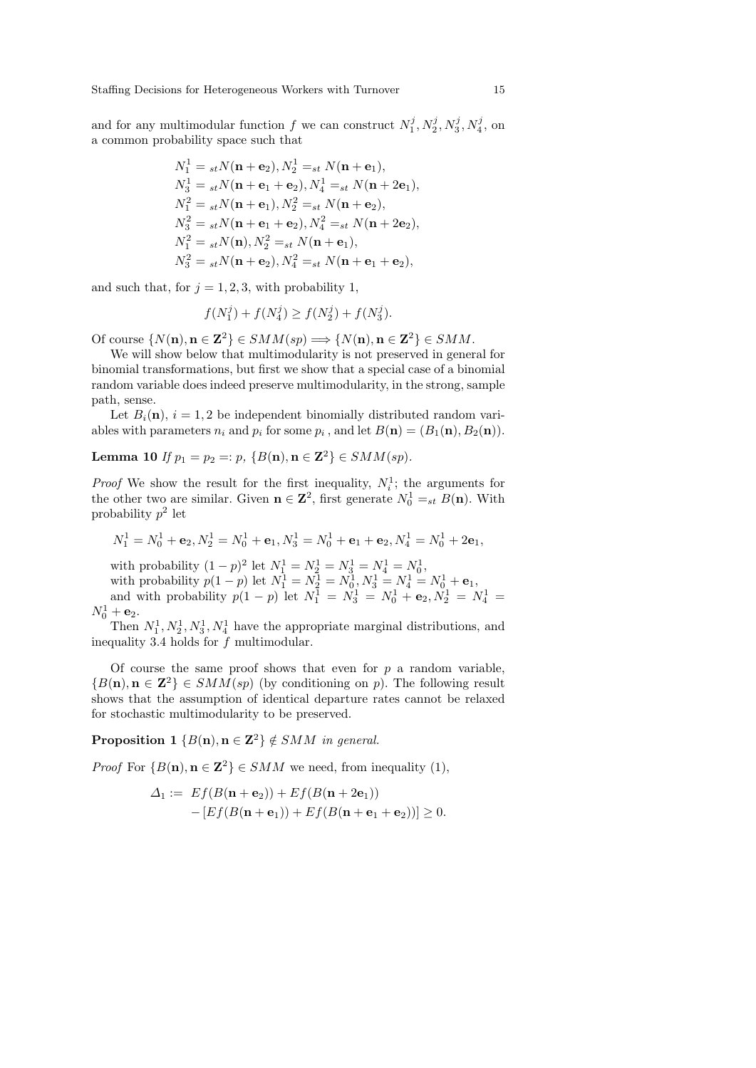and for any multimodular function $f$ we can construct $N_1^j, N_2^j, N_3^j, N_4^j$, on a common probability space such that

$$
\begin{aligned}
&N_1^1 =_{st} N(\mathbf{n}+\mathbf{e}_2), N_2^1 =_{st} N(\mathbf{n}+\mathbf{e}_1),\\
&N_3^1 =_{st} N(\mathbf{n}+\mathbf{e}_1+\mathbf{e}_2), N_4^1 =_{st} N(\mathbf{n}+2\mathbf{e}_1),\\
&N_1^2 =_{st} N(\mathbf{n}+\mathbf{e}_1), N_2^2 =_{st} N(\mathbf{n}+\mathbf{e}_2),\\
&N_3^2 =_{st} N(\mathbf{n}+\mathbf{e}_1+\mathbf{e}_2), N_4^2 =_{st} N(\mathbf{n}+2\mathbf{e}_2),\\
&N_1^2 =_{st} N(\mathbf{n}), N_2^2 =_{st} N(\mathbf{n}+\mathbf{e}_1),\\
&N_3^2 =_{st} N(\mathbf{n}+\mathbf{e}_2), N_4^2 =_{st} N(\mathbf{n}+\mathbf{e}_1+\mathbf{e}_2),
\end{aligned}
$$

and such that, for $j = 1, 2, 3$, with probability 1,

$$f(N_1^j) + f(N_4^j) \geq f(N_2^j) + f(N_3^j).$$

Of course $\{N(\mathbf{n}), \mathbf{n} \in \mathbf{Z}^2\} \in SMM(sp) \Longrightarrow \{N(\mathbf{n}), \mathbf{n} \in \mathbf{Z}^2\} \in SMM$.

We will show below that multimodularity is not preserved in general for binomial transformations, but first we show that a special case of a binomial random variable does indeed preserve multimodularity, in the strong, sample path, sense.

Let $B_i(\mathbf{n})$, $i = 1, 2$ be independent binomially distributed random variables with parameters $n_i$ and $p_i$ for some $p_i$ , and let $B(\mathbf{n}) = (B_1(\mathbf{n}), B_2(\mathbf{n}))$.

**Lemma 10** *If $p_1 = p_2 =: p$, $\{B(\mathbf{n}), \mathbf{n} \in \mathbf{Z}^2\} \in SMM(sp)$.*

*Proof* We show the result for the first inequality, $N_i^1$; the arguments for the other two are similar. Given $\mathbf{n} \in \mathbf{Z}^2$, first generate $N_0^1 =_{st} B(\mathbf{n})$. With probability $p^2$ let

$$N_1^1 = N_0^1 + \mathbf{e}_2, N_2^1 = N_0^1 + \mathbf{e}_1, N_3^1 = N_0^1 + \mathbf{e}_1 + \mathbf{e}_2, N_4^1 = N_0^1 + 2\mathbf{e}_1,$$

with probability $(1-p)^2$ let $N_1^1 = N_2^1 = N_3^1 = N_4^1 = N_0^1$,
with probability $p(1-p)$ let $N_1^1 = N_2^1 = N_0^1, N_3^1 = N_4^1 = N_0^1 + \mathbf{e}_1$,
and with probability $p(1-p)$ let $N_1^1 = N_3^1 = N_0^1 + \mathbf{e}_2, N_2^1 = N_4^1 = N_0^1 + \mathbf{e}_2$.

Then $N_1^1, N_2^1, N_3^1, N_4^1$ have the appropriate marginal distributions, and inequality 3.4 holds for $f$ multimodular.

Of course the same proof shows that even for $p$ a random variable, $\{B(\mathbf{n}), \mathbf{n} \in \mathbf{Z}^2\} \in SMM(sp)$ (by conditioning on $p$). The following result shows that the assumption of identical departure rates cannot be relaxed for stochastic multimodularity to be preserved.

**Proposition 1** *$\{B(\mathbf{n}), \mathbf{n} \in \mathbf{Z}^2\} \notin SMM$ in general.*

*Proof* For $\{B(\mathbf{n}), \mathbf{n} \in \mathbf{Z}^2\} \in SMM$ we need, from inequality (1),

$$
\begin{aligned}
\Delta_1 := \; & Ef(B(\mathbf{n}+\mathbf{e}_2)) + Ef(B(\mathbf{n}+2\mathbf{e}_1)) \\
& - [Ef(B(\mathbf{n}+\mathbf{e}_1)) + Ef(B(\mathbf{n}+\mathbf{e}_1+\mathbf{e}_2))] \geq 0.
\end{aligned}
$$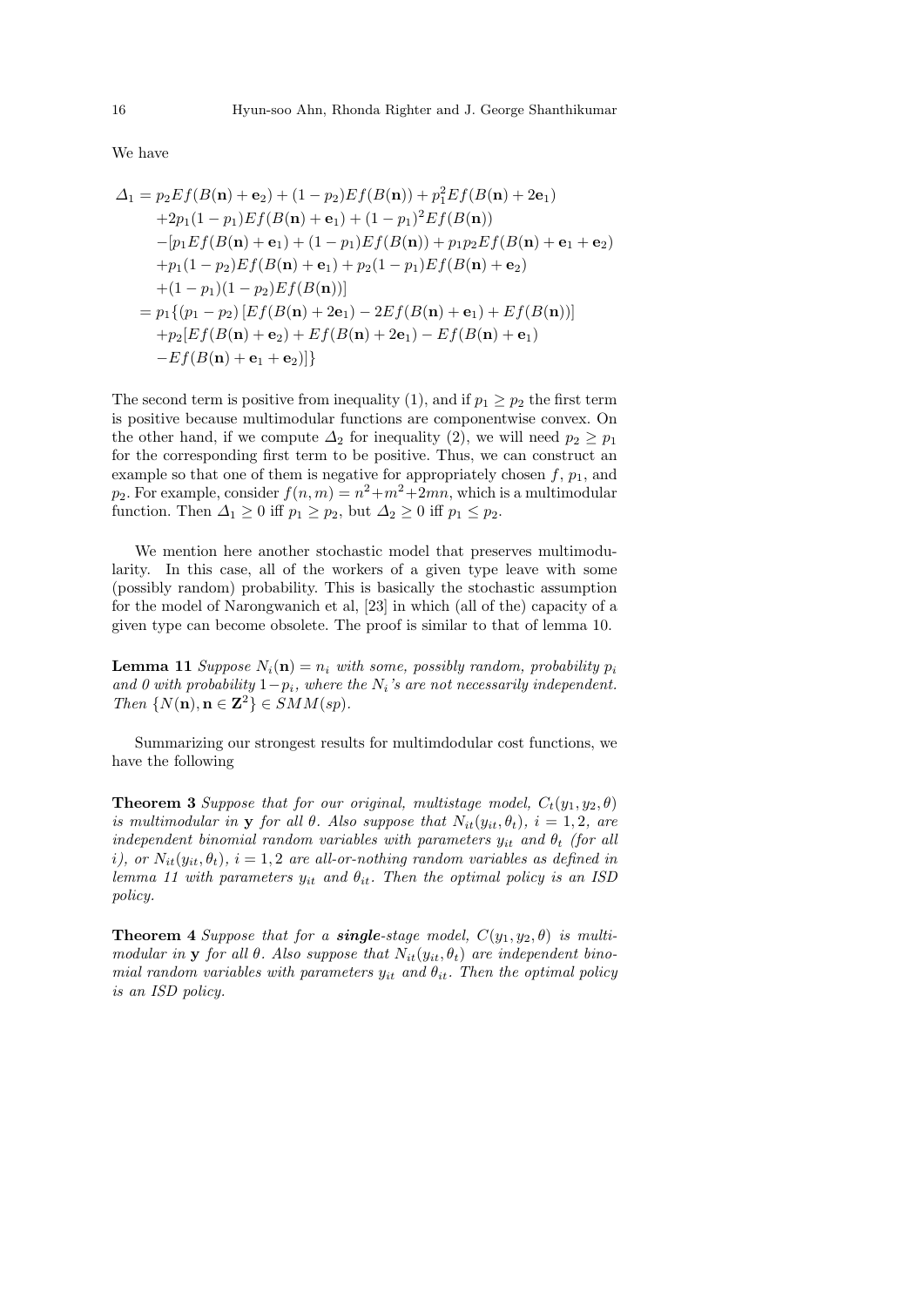We have

$$
\begin{aligned}
\Delta_1 &= p_2 Ef(B(\mathbf{n})+\mathbf{e}_2) + (1-p_2)Ef(B(\mathbf{n})) + p_1^2 Ef(B(\mathbf{n})+2\mathbf{e}_1) \\
&\quad + 2p_1(1-p_1)Ef(B(\mathbf{n})+\mathbf{e}_1) + (1-p_1)^2 Ef(B(\mathbf{n})) \\
&\quad - [p_1 Ef(B(\mathbf{n})+\mathbf{e}_1) + (1-p_1)Ef(B(\mathbf{n})) + p_1 p_2 Ef(B(\mathbf{n})+\mathbf{e}_1+\mathbf{e}_2) \\
&\quad + p_1(1-p_2)Ef(B(\mathbf{n})+\mathbf{e}_1) + p_2(1-p_1)Ef(B(\mathbf{n})+\mathbf{e}_2) \\
&\quad + (1-p_1)(1-p_2)Ef(B(\mathbf{n}))] \\
&= p_1\{(p_1-p_2)\left[Ef(B(\mathbf{n})+2\mathbf{e}_1) - 2Ef(B(\mathbf{n})+\mathbf{e}_1) + Ef(B(\mathbf{n}))\right] \\
&\quad + p_2[Ef(B(\mathbf{n})+\mathbf{e}_2) + Ef(B(\mathbf{n})+2\mathbf{e}_1) - Ef(B(\mathbf{n})+\mathbf{e}_1) \\
&\quad - Ef(B(\mathbf{n})+\mathbf{e}_1+\mathbf{e}_2)]\}
\end{aligned}
$$

The second term is positive from inequality (1), and if $p_1 \geq p_2$ the first term is positive because multimodular functions are componentwise convex. On the other hand, if we compute $\Delta_2$ for inequality (2), we will need $p_2 \geq p_1$ for the corresponding first term to be positive. Thus, we can construct an example so that one of them is negative for appropriately chosen $f$, $p_1$, and $p_2$. For example, consider $f(n,m) = n^2+m^2+2mn$, which is a multimodular function. Then $\Delta_1 \geq 0$ iff $p_1 \geq p_2$, but $\Delta_2 \geq 0$ iff $p_1 \leq p_2$.

We mention here another stochastic model that preserves multimodularity. In this case, all of the workers of a given type leave with some (possibly random) probability. This is basically the stochastic assumption for the model of Narongwanich et al, [23] in which (all of the) capacity of a given type can become obsolete. The proof is similar to that of lemma 10.

**Lemma 11** *Suppose $N_i(\mathbf{n}) = n_i$ with some, possibly random, probability $p_i$ and 0 with probability $1-p_i$, where the $N_i$'s are not necessarily independent. Then $\{N(\mathbf{n}), \mathbf{n} \in \mathbf{Z}^2\} \in SMM(sp)$.*

Summarizing our strongest results for multimdodular cost functions, we have the following

**Theorem 3** *Suppose that for our original, multistage model, $C_t(y_1, y_2, \theta)$ is multimodular in $\mathbf{y}$ for all $\theta$. Also suppose that $N_{it}(y_{it}, \theta_t)$, $i = 1, 2$, are independent binomial random variables with parameters $y_{it}$ and $\theta_t$ (for all $i$), or $N_{it}(y_{it}, \theta_t)$, $i = 1, 2$ are all-or-nothing random variables as defined in lemma 11 with parameters $y_{it}$ and $\theta_{it}$. Then the optimal policy is an ISD policy.*

**Theorem 4** *Suppose that for a **single**-stage model, $C(y_1, y_2, \theta)$ is multimodular in $\mathbf{y}$ for all $\theta$. Also suppose that $N_{it}(y_{it}, \theta_t)$ are independent binomial random variables with parameters $y_{it}$ and $\theta_{it}$. Then the optimal policy is an ISD policy.*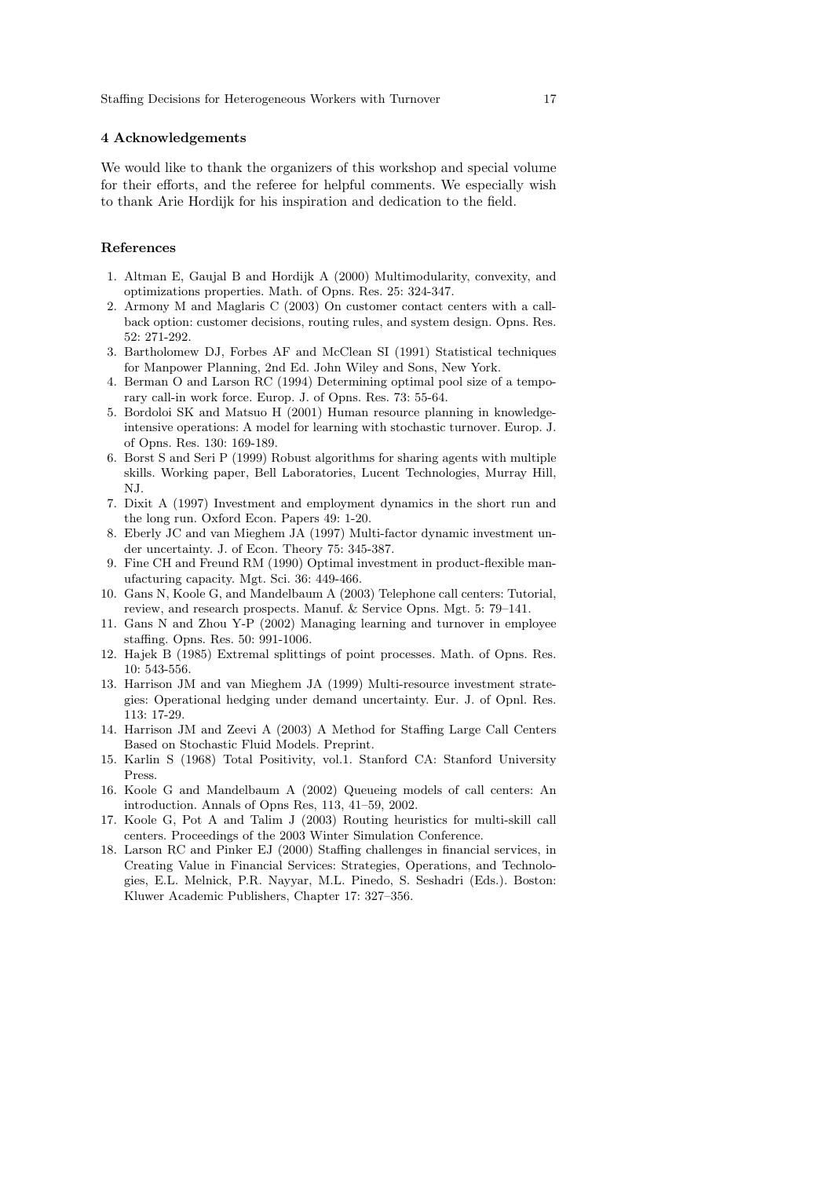## 4 Acknowledgements

We would like to thank the organizers of this workshop and special volume for their efforts, and the referee for helpful comments. We especially wish to thank Arie Hordijk for his inspiration and dedication to the field.

## References

1. Altman E, Gaujal B and Hordijk A (2000) Multimodularity, convexity, and optimizations properties. Math. of Opns. Res. 25: 324-347.
2. Armony M and Maglaris C (2003) On customer contact centers with a call-back option: customer decisions, routing rules, and system design. Opns. Res. 52: 271-292.
3. Bartholomew DJ, Forbes AF and McClean SI (1991) Statistical techniques for Manpower Planning, 2nd Ed. John Wiley and Sons, New York.
4. Berman O and Larson RC (1994) Determining optimal pool size of a temporary call-in work force. Europ. J. of Opns. Res. 73: 55-64.
5. Bordoloi SK and Matsuo H (2001) Human resource planning in knowledge-intensive operations: A model for learning with stochastic turnover. Europ. J. of Opns. Res. 130: 169-189.
6. Borst S and Seri P (1999) Robust algorithms for sharing agents with multiple skills. Working paper, Bell Laboratories, Lucent Technologies, Murray Hill, NJ.
7. Dixit A (1997) Investment and employment dynamics in the short run and the long run. Oxford Econ. Papers 49: 1-20.
8. Eberly JC and van Mieghem JA (1997) Multi-factor dynamic investment under uncertainty. J. of Econ. Theory 75: 345-387.
9. Fine CH and Freund RM (1990) Optimal investment in product-flexible manufacturing capacity. Mgt. Sci. 36: 449-466.
10. Gans N, Koole G, and Mandelbaum A (2003) Telephone call centers: Tutorial, review, and research prospects. Manuf. & Service Opns. Mgt. 5: 79–141.
11. Gans N and Zhou Y-P (2002) Managing learning and turnover in employee staffing. Opns. Res. 50: 991-1006.
12. Hajek B (1985) Extremal splittings of point processes. Math. of Opns. Res. 10: 543-556.
13. Harrison JM and van Mieghem JA (1999) Multi-resource investment strategies: Operational hedging under demand uncertainty. Eur. J. of Opnl. Res. 113: 17-29.
14. Harrison JM and Zeevi A (2003) A Method for Staffing Large Call Centers Based on Stochastic Fluid Models. Preprint.
15. Karlin S (1968) Total Positivity, vol.1. Stanford CA: Stanford University Press.
16. Koole G and Mandelbaum A (2002) Queueing models of call centers: An introduction. Annals of Opns Res, 113, 41–59, 2002.
17. Koole G, Pot A and Talim J (2003) Routing heuristics for multi-skill call centers. Proceedings of the 2003 Winter Simulation Conference.
18. Larson RC and Pinker EJ (2000) Staffing challenges in financial services, in Creating Value in Financial Services: Strategies, Operations, and Technologies, E.L. Melnick, P.R. Nayyar, M.L. Pinedo, S. Seshadri (Eds.). Boston: Kluwer Academic Publishers, Chapter 17: 327–356.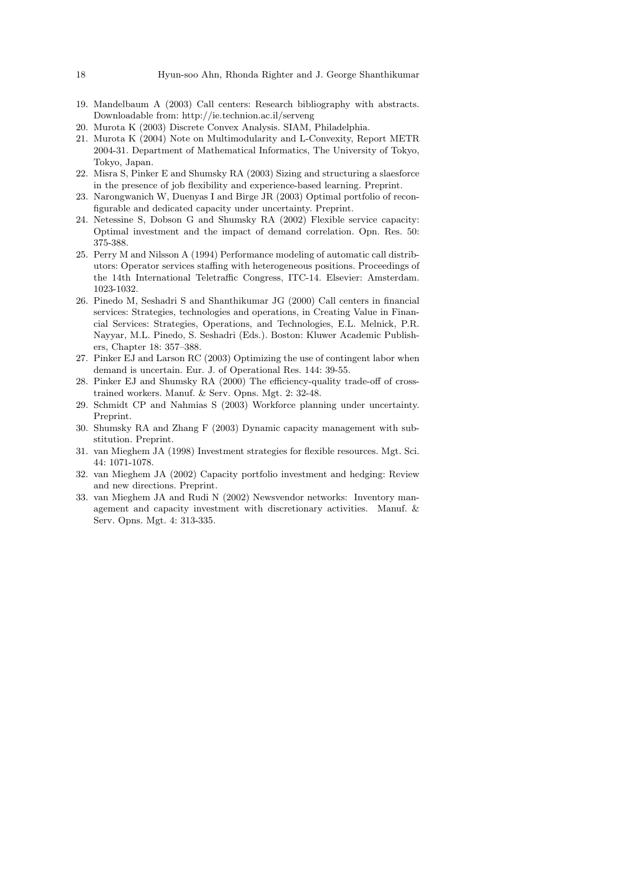19. Mandelbaum A (2003) Call centers: Research bibliography with abstracts. Downloadable from: http://ie.technion.ac.il/serveng
20. Murota K (2003) Discrete Convex Analysis. SIAM, Philadelphia.
21. Murota K (2004) Note on Multimodularity and L-Convexity, Report METR 2004-31. Department of Mathematical Informatics, The University of Tokyo, Tokyo, Japan.
22. Misra S, Pinker E and Shumsky RA (2003) Sizing and structuring a slaesforce in the presence of job flexibility and experience-based learning. Preprint.
23. Narongwanich W, Duenyas I and Birge JR (2003) Optimal portfolio of reconfigurable and dedicated capacity under uncertainty. Preprint.
24. Netessine S, Dobson G and Shumsky RA (2002) Flexible service capacity: Optimal investment and the impact of demand correlation. Opn. Res. 50: 375-388.
25. Perry M and Nilsson A (1994) Performance modeling of automatic call distributors: Operator services staffing with heterogeneous positions. Proceedings of the 14th International Teletraffic Congress, ITC-14. Elsevier: Amsterdam. 1023-1032.
26. Pinedo M, Seshadri S and Shanthikumar JG (2000) Call centers in financial services: Strategies, technologies and operations, in Creating Value in Financial Services: Strategies, Operations, and Technologies, E.L. Melnick, P.R. Nayyar, M.L. Pinedo, S. Seshadri (Eds.). Boston: Kluwer Academic Publishers, Chapter 18: 357–388.
27. Pinker EJ and Larson RC (2003) Optimizing the use of contingent labor when demand is uncertain. Eur. J. of Operational Res. 144: 39-55.
28. Pinker EJ and Shumsky RA (2000) The efficiency-quality trade-off of cross-trained workers. Manuf. & Serv. Opns. Mgt. 2: 32-48.
29. Schmidt CP and Nahmias S (2003) Workforce planning under uncertainty. Preprint.
30. Shumsky RA and Zhang F (2003) Dynamic capacity management with substitution. Preprint.
31. van Mieghem JA (1998) Investment strategies for flexible resources. Mgt. Sci. 44: 1071-1078.
32. van Mieghem JA (2002) Capacity portfolio investment and hedging: Review and new directions. Preprint.
33. van Mieghem JA and Rudi N (2002) Newsvendor networks: Inventory management and capacity investment with discretionary activities. Manuf. & Serv. Opns. Mgt. 4: 313-335.